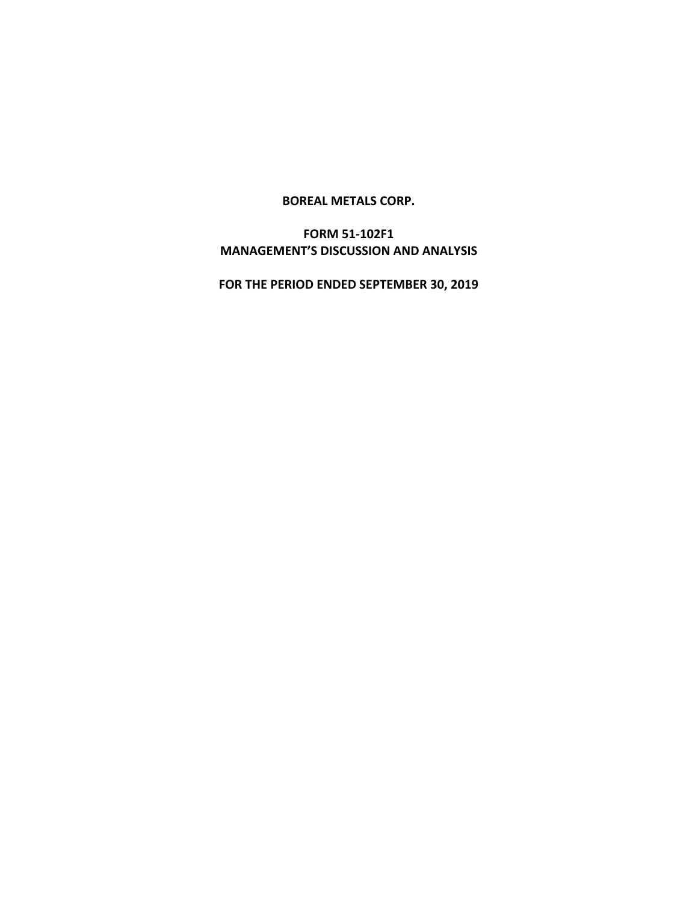**BOREAL METALS CORP.**

**FORM 51-102F1**
**MANAGEMENT'S DISCUSSION AND ANALYSIS**

**FOR THE PERIOD ENDED SEPTEMBER 30, 2019**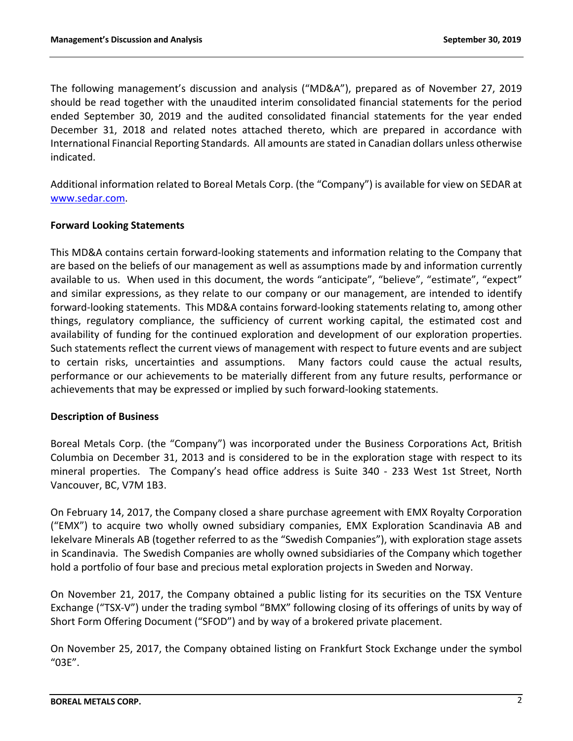The following management's discussion and analysis ("MD&A"), prepared as of November 27, 2019 should be read together with the unaudited interim consolidated financial statements for the period ended September 30, 2019 and the audited consolidated financial statements for the year ended December 31, 2018 and related notes attached thereto, which are prepared in accordance with International Financial Reporting Standards. All amounts are stated in Canadian dollars unless otherwise indicated.

Additional information related to Boreal Metals Corp. (the "Company") is available for view on SEDAR at www.sedar.com.

**Forward Looking Statements**

This MD&A contains certain forward-looking statements and information relating to the Company that are based on the beliefs of our management as well as assumptions made by and information currently available to us. When used in this document, the words "anticipate", "believe", "estimate", "expect" and similar expressions, as they relate to our company or our management, are intended to identify forward-looking statements. This MD&A contains forward-looking statements relating to, among other things, regulatory compliance, the sufficiency of current working capital, the estimated cost and availability of funding for the continued exploration and development of our exploration properties. Such statements reflect the current views of management with respect to future events and are subject to certain risks, uncertainties and assumptions. Many factors could cause the actual results, performance or our achievements to be materially different from any future results, performance or achievements that may be expressed or implied by such forward-looking statements.

**Description of Business**

Boreal Metals Corp. (the "Company") was incorporated under the Business Corporations Act, British Columbia on December 31, 2013 and is considered to be in the exploration stage with respect to its mineral properties. The Company's head office address is Suite 340 - 233 West 1st Street, North Vancouver, BC, V7M 1B3.

On February 14, 2017, the Company closed a share purchase agreement with EMX Royalty Corporation ("EMX") to acquire two wholly owned subsidiary companies, EMX Exploration Scandinavia AB and Iekelvare Minerals AB (together referred to as the "Swedish Companies"), with exploration stage assets in Scandinavia. The Swedish Companies are wholly owned subsidiaries of the Company which together hold a portfolio of four base and precious metal exploration projects in Sweden and Norway.

On November 21, 2017, the Company obtained a public listing for its securities on the TSX Venture Exchange ("TSX-V") under the trading symbol "BMX" following closing of its offerings of units by way of Short Form Offering Document ("SFOD") and by way of a brokered private placement.

On November 25, 2017, the Company obtained listing on Frankfurt Stock Exchange under the symbol "03E".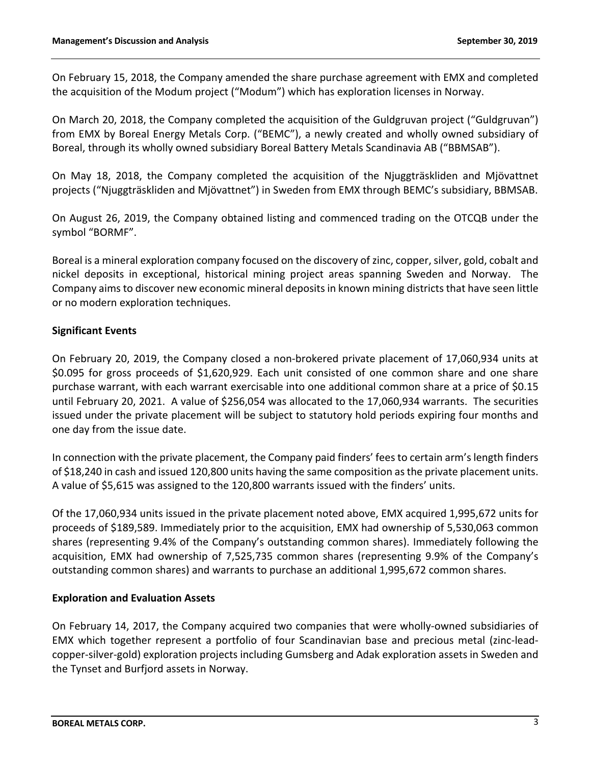On February 15, 2018, the Company amended the share purchase agreement with EMX and completed the acquisition of the Modum project ("Modum") which has exploration licenses in Norway.

On March 20, 2018, the Company completed the acquisition of the Guldgruvan project ("Guldgruvan") from EMX by Boreal Energy Metals Corp. ("BEMC"), a newly created and wholly owned subsidiary of Boreal, through its wholly owned subsidiary Boreal Battery Metals Scandinavia AB ("BBMSAB").

On May 18, 2018, the Company completed the acquisition of the Njuggträskliden and Mjövattnet projects ("Njuggträskliden and Mjövattnet") in Sweden from EMX through BEMC's subsidiary, BBMSAB.

On August 26, 2019, the Company obtained listing and commenced trading on the OTCQB under the symbol "BORMF".

Boreal is a mineral exploration company focused on the discovery of zinc, copper, silver, gold, cobalt and nickel deposits in exceptional, historical mining project areas spanning Sweden and Norway. The Company aims to discover new economic mineral deposits in known mining districts that have seen little or no modern exploration techniques.

## Significant Events

On February 20, 2019, the Company closed a non-brokered private placement of 17,060,934 units at $0.095 for gross proceeds of $1,620,929. Each unit consisted of one common share and one share purchase warrant, with each warrant exercisable into one additional common share at a price of $0.15 until February 20, 2021. A value of $256,054 was allocated to the 17,060,934 warrants. The securities issued under the private placement will be subject to statutory hold periods expiring four months and one day from the issue date.

In connection with the private placement, the Company paid finders' fees to certain arm's length finders of $18,240 in cash and issued 120,800 units having the same composition as the private placement units. A value of $5,615 was assigned to the 120,800 warrants issued with the finders' units.

Of the 17,060,934 units issued in the private placement noted above, EMX acquired 1,995,672 units for proceeds of $189,589. Immediately prior to the acquisition, EMX had ownership of 5,530,063 common shares (representing 9.4% of the Company's outstanding common shares). Immediately following the acquisition, EMX had ownership of 7,525,735 common shares (representing 9.9% of the Company's outstanding common shares) and warrants to purchase an additional 1,995,672 common shares.

## Exploration and Evaluation Assets

On February 14, 2017, the Company acquired two companies that were wholly-owned subsidiaries of EMX which together represent a portfolio of four Scandinavian base and precious metal (zinc-lead-copper-silver-gold) exploration projects including Gumsberg and Adak exploration assets in Sweden and the Tynset and Burfjord assets in Norway.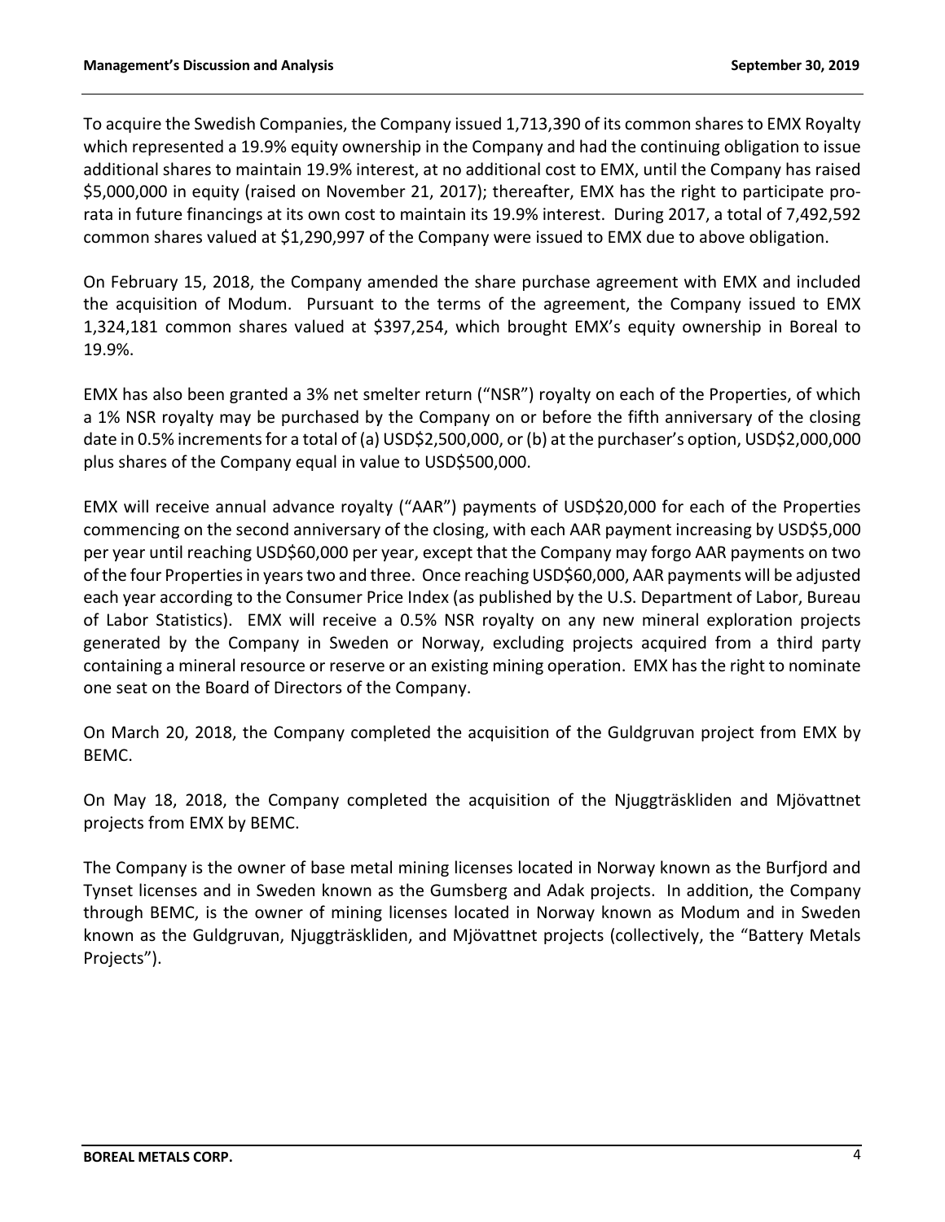To acquire the Swedish Companies, the Company issued 1,713,390 of its common shares to EMX Royalty which represented a 19.9% equity ownership in the Company and had the continuing obligation to issue additional shares to maintain 19.9% interest, at no additional cost to EMX, until the Company has raised $5,000,000 in equity (raised on November 21, 2017); thereafter, EMX has the right to participate pro-rata in future financings at its own cost to maintain its 19.9% interest. During 2017, a total of 7,492,592 common shares valued at $1,290,997 of the Company were issued to EMX due to above obligation.

On February 15, 2018, the Company amended the share purchase agreement with EMX and included the acquisition of Modum. Pursuant to the terms of the agreement, the Company issued to EMX 1,324,181 common shares valued at $397,254, which brought EMX's equity ownership in Boreal to 19.9%.

EMX has also been granted a 3% net smelter return ("NSR") royalty on each of the Properties, of which a 1% NSR royalty may be purchased by the Company on or before the fifth anniversary of the closing date in 0.5% increments for a total of (a) USD$2,500,000, or (b) at the purchaser's option, USD$2,000,000 plus shares of the Company equal in value to USD$500,000.

EMX will receive annual advance royalty ("AAR") payments of USD$20,000 for each of the Properties commencing on the second anniversary of the closing, with each AAR payment increasing by USD$5,000 per year until reaching USD$60,000 per year, except that the Company may forgo AAR payments on two of the four Properties in years two and three. Once reaching USD$60,000, AAR payments will be adjusted each year according to the Consumer Price Index (as published by the U.S. Department of Labor, Bureau of Labor Statistics). EMX will receive a 0.5% NSR royalty on any new mineral exploration projects generated by the Company in Sweden or Norway, excluding projects acquired from a third party containing a mineral resource or reserve or an existing mining operation. EMX has the right to nominate one seat on the Board of Directors of the Company.

On March 20, 2018, the Company completed the acquisition of the Guldgruvan project from EMX by BEMC.

On May 18, 2018, the Company completed the acquisition of the Njuggträskliden and Mjövattnet projects from EMX by BEMC.

The Company is the owner of base metal mining licenses located in Norway known as the Burfjord and Tynset licenses and in Sweden known as the Gumsberg and Adak projects. In addition, the Company through BEMC, is the owner of mining licenses located in Norway known as Modum and in Sweden known as the Guldgruvan, Njuggträskliden, and Mjövattnet projects (collectively, the "Battery Metals Projects").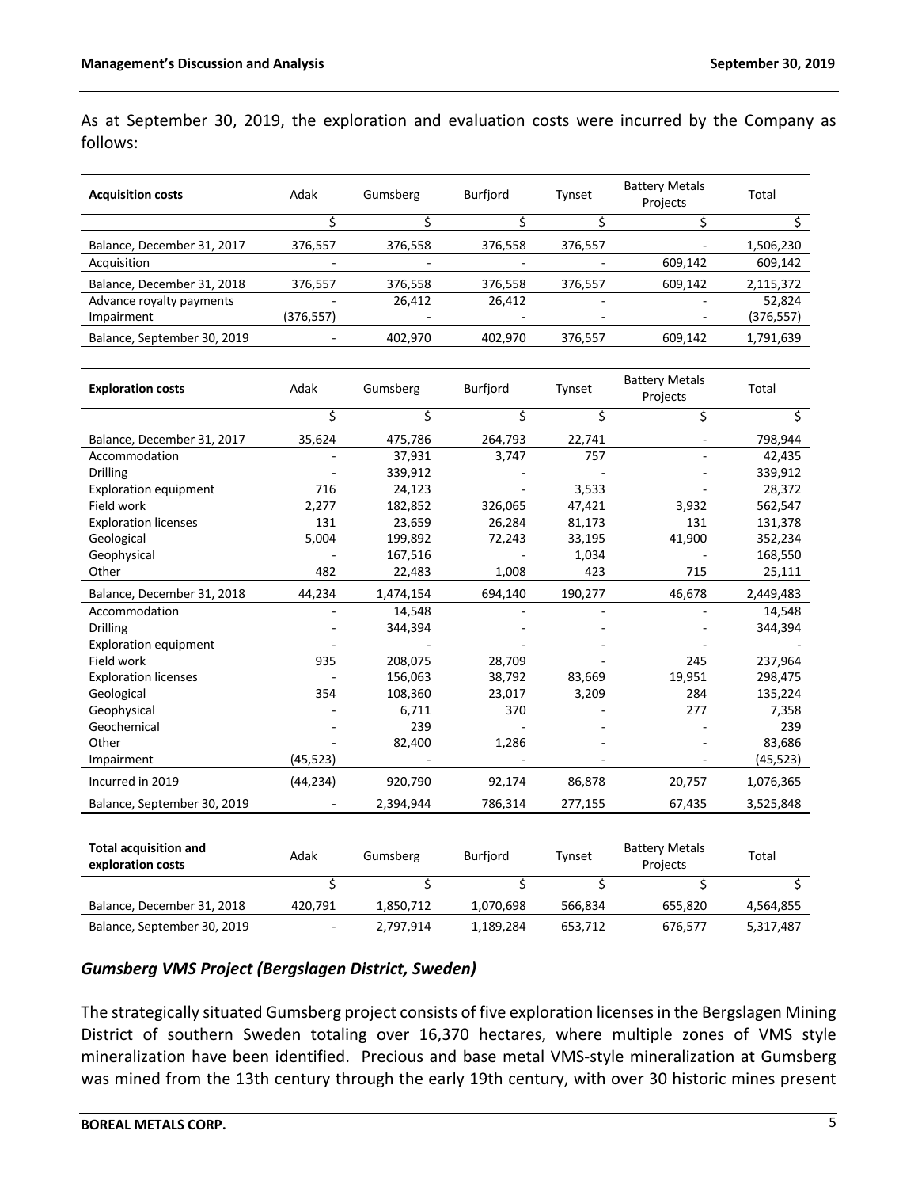As at September 30, 2019, the exploration and evaluation costs were incurred by the Company as follows:

| Acquisition costs | Adak | Gumsberg | Burfjord | Tynset | Battery Metals Projects | Total |
|---|---|---|---|---|---|---|
| | $ | $ | $ | $ | $ | $ |
| Balance, December 31, 2017 | 376,557 | 376,558 | 376,558 | 376,557 | - | 1,506,230 |
| Acquisition | - | - | - | - | 609,142 | 609,142 |
| Balance, December 31, 2018 | 376,557 | 376,558 | 376,558 | 376,557 | 609,142 | 2,115,372 |
| Advance royalty payments | - | 26,412 | 26,412 | - | - | 52,824 |
| Impairment | (376,557) | - | - | - | - | (376,557) |
| Balance, September 30, 2019 | - | 402,970 | 402,970 | 376,557 | 609,142 | 1,791,639 |

| Exploration costs | Adak | Gumsberg | Burfjord | Tynset | Battery Metals Projects | Total |
|---|---|---|---|---|---|---|
| | $ | $ | $ | $ | $ | $ |
| Balance, December 31, 2017 | 35,624 | 475,786 | 264,793 | 22,741 | - | 798,944 |
| Accommodation | - | 37,931 | 3,747 | 757 | - | 42,435 |
| Drilling | - | 339,912 | - | - | - | 339,912 |
| Exploration equipment | 716 | 24,123 | - | 3,533 | - | 28,372 |
| Field work | 2,277 | 182,852 | 326,065 | 47,421 | 3,932 | 562,547 |
| Exploration licenses | 131 | 23,659 | 26,284 | 81,173 | 131 | 131,378 |
| Geological | 5,004 | 199,892 | 72,243 | 33,195 | 41,900 | 352,234 |
| Geophysical | - | 167,516 | - | 1,034 | - | 168,550 |
| Other | 482 | 22,483 | 1,008 | 423 | 715 | 25,111 |
| Balance, December 31, 2018 | 44,234 | 1,474,154 | 694,140 | 190,277 | 46,678 | 2,449,483 |
| Accommodation | - | 14,548 | - | - | - | 14,548 |
| Drilling | - | 344,394 | - | - | - | 344,394 |
| Exploration equipment | - | - | - | - | - | - |
| Field work | 935 | 208,075 | 28,709 | - | 245 | 237,964 |
| Exploration licenses | - | 156,063 | 38,792 | 83,669 | 19,951 | 298,475 |
| Geological | 354 | 108,360 | 23,017 | 3,209 | 284 | 135,224 |
| Geophysical | - | 6,711 | 370 | - | 277 | 7,358 |
| Geochemical | - | 239 | - | - | - | 239 |
| Other | - | 82,400 | 1,286 | - | - | 83,686 |
| Impairment | (45,523) | - | - | - | - | (45,523) |
| Incurred in 2019 | (44,234) | 920,790 | 92,174 | 86,878 | 20,757 | 1,076,365 |
| Balance, September 30, 2019 | - | 2,394,944 | 786,314 | 277,155 | 67,435 | 3,525,848 |

| Total acquisition and exploration costs | Adak | Gumsberg | Burfjord | Tynset | Battery Metals Projects | Total |
|---|---|---|---|---|---|---|
| | $ | $ | $ | $ | $ | $ |
| Balance, December 31, 2018 | 420,791 | 1,850,712 | 1,070,698 | 566,834 | 655,820 | 4,564,855 |
| Balance, September 30, 2019 | - | 2,797,914 | 1,189,284 | 653,712 | 676,577 | 5,317,487 |

### *Gumsberg VMS Project (Bergslagen District, Sweden)*

The strategically situated Gumsberg project consists of five exploration licenses in the Bergslagen Mining District of southern Sweden totaling over 16,370 hectares, where multiple zones of VMS style mineralization have been identified. Precious and base metal VMS-style mineralization at Gumsberg was mined from the 13th century through the early 19th century, with over 30 historic mines present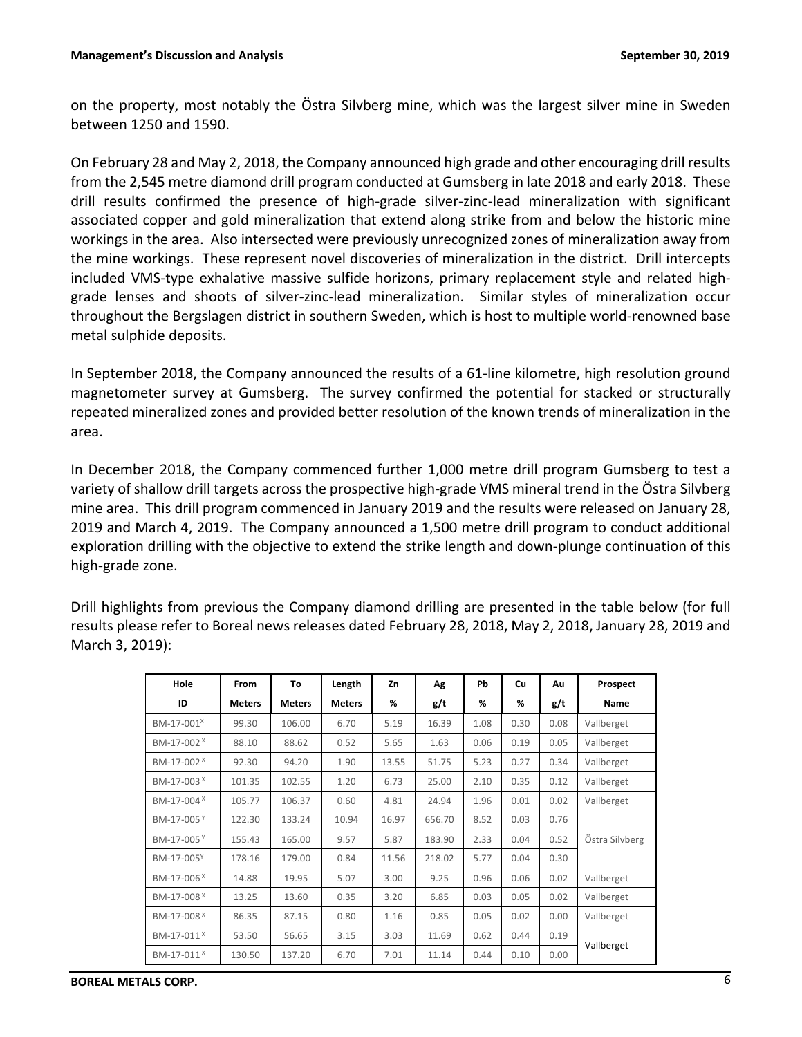on the property, most notably the Östra Silvberg mine, which was the largest silver mine in Sweden between 1250 and 1590.

On February 28 and May 2, 2018, the Company announced high grade and other encouraging drill results from the 2,545 metre diamond drill program conducted at Gumsberg in late 2018 and early 2018. These drill results confirmed the presence of high-grade silver-zinc-lead mineralization with significant associated copper and gold mineralization that extend along strike from and below the historic mine workings in the area. Also intersected were previously unrecognized zones of mineralization away from the mine workings. These represent novel discoveries of mineralization in the district. Drill intercepts included VMS-type exhalative massive sulfide horizons, primary replacement style and related high-grade lenses and shoots of silver-zinc-lead mineralization. Similar styles of mineralization occur throughout the Bergslagen district in southern Sweden, which is host to multiple world-renowned base metal sulphide deposits.

In September 2018, the Company announced the results of a 61-line kilometre, high resolution ground magnetometer survey at Gumsberg. The survey confirmed the potential for stacked or structurally repeated mineralized zones and provided better resolution of the known trends of mineralization in the area.

In December 2018, the Company commenced further 1,000 metre drill program Gumsberg to test a variety of shallow drill targets across the prospective high-grade VMS mineral trend in the Östra Silvberg mine area. This drill program commenced in January 2019 and the results were released on January 28, 2019 and March 4, 2019. The Company announced a 1,500 metre drill program to conduct additional exploration drilling with the objective to extend the strike length and down-plunge continuation of this high-grade zone.

Drill highlights from previous the Company diamond drilling are presented in the table below (for full results please refer to Boreal news releases dated February 28, 2018, May 2, 2018, January 28, 2019 and March 3, 2019):

| Hole ID | From Meters | To Meters | Length Meters | Zn % | Ag g/t | Pb % | Cu % | Au g/t | Prospect Name |
|---|---|---|---|---|---|---|---|---|---|
| BM-17-001[X] | 99.30 | 106.00 | 6.70 | 5.19 | 16.39 | 1.08 | 0.30 | 0.08 | Vallberget |
| BM-17-002[X] | 88.10 | 88.62 | 0.52 | 5.65 | 1.63 | 0.06 | 0.19 | 0.05 | Vallberget |
| BM-17-002[X] | 92.30 | 94.20 | 1.90 | 13.55 | 51.75 | 5.23 | 0.27 | 0.34 | Vallberget |
| BM-17-003[X] | 101.35 | 102.55 | 1.20 | 6.73 | 25.00 | 2.10 | 0.35 | 0.12 | Vallberget |
| BM-17-004[X] | 105.77 | 106.37 | 0.60 | 4.81 | 24.94 | 1.96 | 0.01 | 0.02 | Vallberget |
| BM-17-005[Y] | 122.30 | 133.24 | 10.94 | 16.97 | 656.70 | 8.52 | 0.03 | 0.76 | Östra Silvberg |
| BM-17-005[Y] | 155.43 | 165.00 | 9.57 | 5.87 | 183.90 | 2.33 | 0.04 | 0.52 | |
| BM-17-005[Y] | 178.16 | 179.00 | 0.84 | 11.56 | 218.02 | 5.77 | 0.04 | 0.30 | |
| BM-17-006[X] | 14.88 | 19.95 | 5.07 | 3.00 | 9.25 | 0.96 | 0.06 | 0.02 | Vallberget |
| BM-17-008[X] | 13.25 | 13.60 | 0.35 | 3.20 | 6.85 | 0.03 | 0.05 | 0.02 | Vallberget |
| BM-17-008[X] | 86.35 | 87.15 | 0.80 | 1.16 | 0.85 | 0.05 | 0.02 | 0.00 | Vallberget |
| BM-17-011[X] | 53.50 | 56.65 | 3.15 | 3.03 | 11.69 | 0.62 | 0.44 | 0.19 | Vallberget |
| BM-17-011[X] | 130.50 | 137.20 | 6.70 | 7.01 | 11.14 | 0.44 | 0.10 | 0.00 | |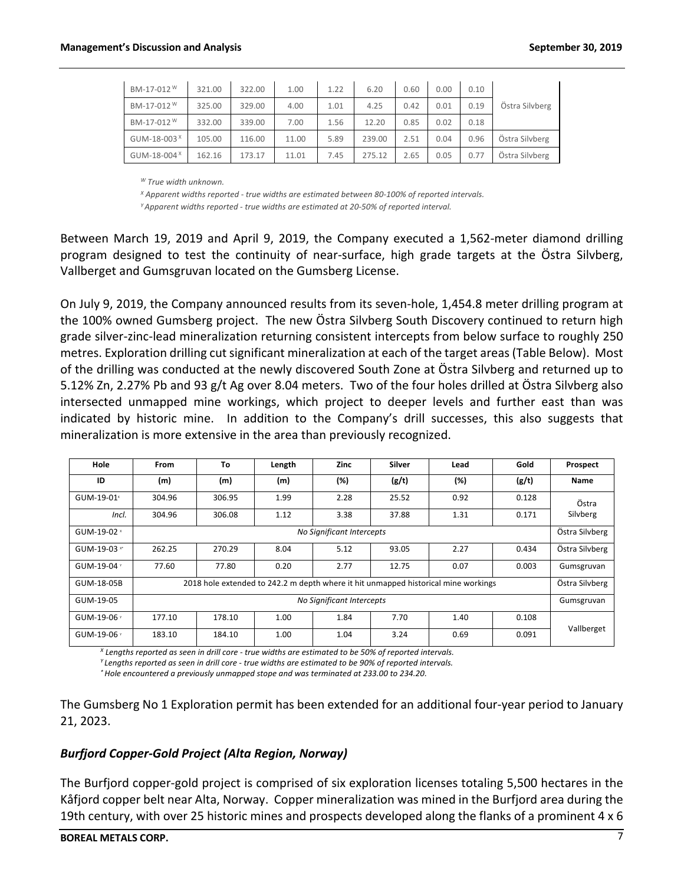| | | | | | | | | | |
|---|---|---|---|---|---|---|---|---|---|
| BM-17-012 [W] | 321.00 | 322.00 | 1.00 | 1.22 | 6.20 | 0.60 | 0.00 | 0.10 | Östra Silvberg |
| BM-17-012 [W] | 325.00 | 329.00 | 4.00 | 1.01 | 4.25 | 0.42 | 0.01 | 0.19 | |
| BM-17-012 [W] | 332.00 | 339.00 | 7.00 | 1.56 | 12.20 | 0.85 | 0.02 | 0.18 | |
| GUM-18-003 [X] | 105.00 | 116.00 | 11.00 | 5.89 | 239.00 | 2.51 | 0.04 | 0.96 | Östra Silvberg |
| GUM-18-004 [X] | 162.16 | 173.17 | 11.01 | 7.45 | 275.12 | 2.65 | 0.05 | 0.77 | Östra Silvberg |

*[W] True width unknown.*

*[X] Apparent widths reported - true widths are estimated between 80-100% of reported intervals.*

*[Y] Apparent widths reported - true widths are estimated at 20-50% of reported interval.*

Between March 19, 2019 and April 9, 2019, the Company executed a 1,562-meter diamond drilling program designed to test the continuity of near-surface, high grade targets at the Östra Silvberg, Vallberget and Gumsgruvan located on the Gumsberg License.

On July 9, 2019, the Company announced results from its seven-hole, 1,454.8 meter drilling program at the 100% owned Gumsberg project. The new Östra Silvberg South Discovery continued to return high grade silver-zinc-lead mineralization returning consistent intercepts from below surface to roughly 250 metres. Exploration drilling cut significant mineralization at each of the target areas (Table Below). Most of the drilling was conducted at the newly discovered South Zone at Östra Silvberg and returned up to 5.12% Zn, 2.27% Pb and 93 g/t Ag over 8.04 meters. Two of the four holes drilled at Östra Silvberg also intersected unmapped mine workings, which project to deeper levels and further east than was indicated by historic mine. In addition to the Company's drill successes, this also suggests that mineralization is more extensive in the area than previously recognized.

| Hole ID | From (m) | To (m) | Length (m) | Zinc (%) | Silver (g/t) | Lead (%) | Gold (g/t) | Prospect Name |
|---|---|---|---|---|---|---|---|---|
| GUM-19-01 [x] | 304.96 | 306.95 | 1.99 | 2.28 | 25.52 | 0.92 | 0.128 | Östra Silvberg |
| *Incl.* | 304.96 | 306.08 | 1.12 | 3.38 | 37.88 | 1.31 | 0.171 | |
| GUM-19-02 [x] | *No Significant Intercepts* | | | | | | | Östra Silvberg |
| GUM-19-03 [x*] | 262.25 | 270.29 | 8.04 | 5.12 | 93.05 | 2.27 | 0.434 | Östra Silvberg |
| GUM-19-04 [Y] | 77.60 | 77.80 | 0.20 | 2.77 | 12.75 | 0.07 | 0.003 | Gumsgruvan |
| GUM-18-05B | 2018 hole extended to 242.2 m depth where it hit unmapped historical mine workings | | | | | | | Östra Silvberg |
| GUM-19-05 | *No Significant Intercepts* | | | | | | | Gumsgruvan |
| GUM-19-06 [Y] | 177.10 | 178.10 | 1.00 | 1.84 | 7.70 | 1.40 | 0.108 | Vallberget |
| GUM-19-06 [Y] | 183.10 | 184.10 | 1.00 | 1.04 | 3.24 | 0.69 | 0.091 | |

*[X] Lengths reported as seen in drill core - true widths are estimated to be 50% of reported intervals.*

*[Y] Lengths reported as seen in drill core - true widths are estimated to be 90% of reported intervals.*

*[*] Hole encountered a previously unmapped stope and was terminated at 233.00 to 234.20.*

The Gumsberg No 1 Exploration permit has been extended for an additional four-year period to January 21, 2023.

### *Burfjord Copper-Gold Project (Alta Region, Norway)*

The Burfjord copper-gold project is comprised of six exploration licenses totaling 5,500 hectares in the Kåfjord copper belt near Alta, Norway. Copper mineralization was mined in the Burfjord area during the 19th century, with over 25 historic mines and prospects developed along the flanks of a prominent 4 x 6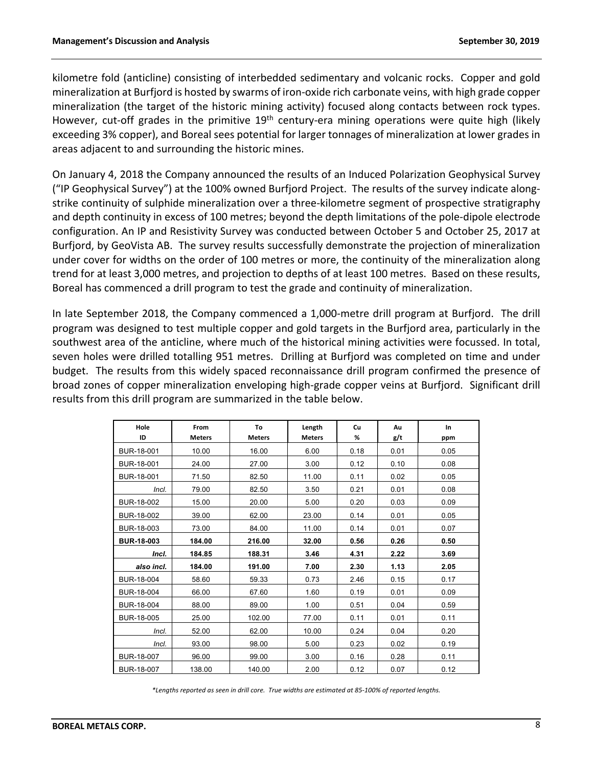kilometre fold (anticline) consisting of interbedded sedimentary and volcanic rocks. Copper and gold mineralization at Burfjord is hosted by swarms of iron-oxide rich carbonate veins, with high grade copper mineralization (the target of the historic mining activity) focused along contacts between rock types. However, cut-off grades in the primitive 19th century-era mining operations were quite high (likely exceeding 3% copper), and Boreal sees potential for larger tonnages of mineralization at lower grades in areas adjacent to and surrounding the historic mines.

On January 4, 2018 the Company announced the results of an Induced Polarization Geophysical Survey ("IP Geophysical Survey") at the 100% owned Burfjord Project. The results of the survey indicate along-strike continuity of sulphide mineralization over a three-kilometre segment of prospective stratigraphy and depth continuity in excess of 100 metres; beyond the depth limitations of the pole-dipole electrode configuration. An IP and Resistivity Survey was conducted between October 5 and October 25, 2017 at Burfjord, by GeoVista AB. The survey results successfully demonstrate the projection of mineralization under cover for widths on the order of 100 metres or more, the continuity of the mineralization along trend for at least 3,000 metres, and projection to depths of at least 100 metres. Based on these results, Boreal has commenced a drill program to test the grade and continuity of mineralization.

In late September 2018, the Company commenced a 1,000-metre drill program at Burfjord. The drill program was designed to test multiple copper and gold targets in the Burfjord area, particularly in the southwest area of the anticline, where much of the historical mining activities were focussed. In total, seven holes were drilled totalling 951 metres. Drilling at Burfjord was completed on time and under budget. The results from this widely spaced reconnaissance drill program confirmed the presence of broad zones of copper mineralization enveloping high-grade copper veins at Burfjord. Significant drill results from this drill program are summarized in the table below.

| Hole ID | From Meters | To Meters | Length Meters | Cu % | Au g/t | In ppm |
|---|---|---|---|---|---|---|
| BUR-18-001 | 10.00 | 16.00 | 6.00 | 0.18 | 0.01 | 0.05 |
| BUR-18-001 | 24.00 | 27.00 | 3.00 | 0.12 | 0.10 | 0.08 |
| BUR-18-001 | 71.50 | 82.50 | 11.00 | 0.11 | 0.02 | 0.05 |
| *Incl.* | 79.00 | 82.50 | 3.50 | 0.21 | 0.01 | 0.08 |
| BUR-18-002 | 15.00 | 20.00 | 5.00 | 0.20 | 0.03 | 0.09 |
| BUR-18-002 | 39.00 | 62.00 | 23.00 | 0.14 | 0.01 | 0.05 |
| BUR-18-003 | 73.00 | 84.00 | 11.00 | 0.14 | 0.01 | 0.07 |
| **BUR-18-003** | **184.00** | **216.00** | **32.00** | **0.56** | **0.26** | **0.50** |
| ***Incl.*** | **184.85** | **188.31** | **3.46** | **4.31** | **2.22** | **3.69** |
| ***also incl.*** | **184.00** | **191.00** | **7.00** | **2.30** | **1.13** | **2.05** |
| BUR-18-004 | 58.60 | 59.33 | 0.73 | 2.46 | 0.15 | 0.17 |
| BUR-18-004 | 66.00 | 67.60 | 1.60 | 0.19 | 0.01 | 0.09 |
| BUR-18-004 | 88.00 | 89.00 | 1.00 | 0.51 | 0.04 | 0.59 |
| BUR-18-005 | 25.00 | 102.00 | 77.00 | 0.11 | 0.01 | 0.11 |
| *Incl.* | 52.00 | 62.00 | 10.00 | 0.24 | 0.04 | 0.20 |
| *Incl.* | 93.00 | 98.00 | 5.00 | 0.23 | 0.02 | 0.19 |
| BUR-18-007 | 96.00 | 99.00 | 3.00 | 0.16 | 0.28 | 0.11 |
| BUR-18-007 | 138.00 | 140.00 | 2.00 | 0.12 | 0.07 | 0.12 |

*\*Lengths reported as seen in drill core. True widths are estimated at 85-100% of reported lengths.*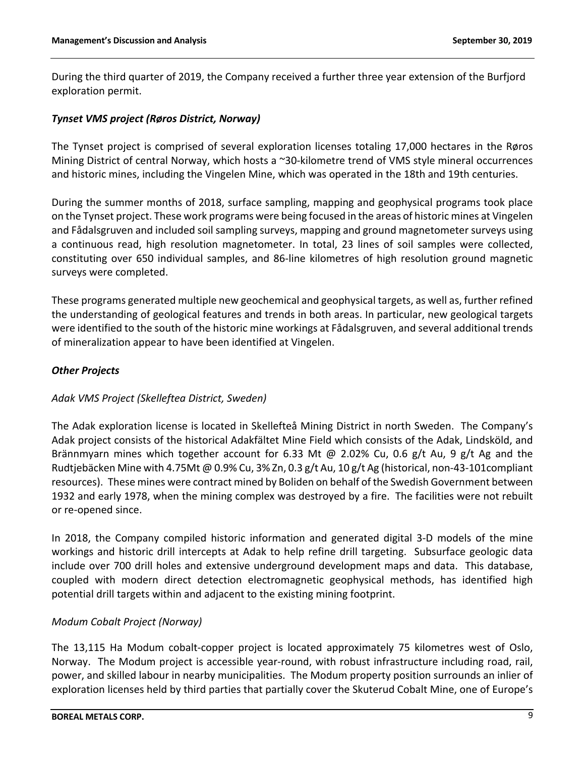During the third quarter of 2019, the Company received a further three year extension of the Burfjord exploration permit.

### *Tynset VMS project (Røros District, Norway)*

The Tynset project is comprised of several exploration licenses totaling 17,000 hectares in the Røros Mining District of central Norway, which hosts a ~30-kilometre trend of VMS style mineral occurrences and historic mines, including the Vingelen Mine, which was operated in the 18th and 19th centuries.

During the summer months of 2018, surface sampling, mapping and geophysical programs took place on the Tynset project. These work programs were being focused in the areas of historic mines at Vingelen and Fådalsgruven and included soil sampling surveys, mapping and ground magnetometer surveys using a continuous read, high resolution magnetometer. In total, 23 lines of soil samples were collected, constituting over 650 individual samples, and 86-line kilometres of high resolution ground magnetic surveys were completed.

These programs generated multiple new geochemical and geophysical targets, as well as, further refined the understanding of geological features and trends in both areas. In particular, new geological targets were identified to the south of the historic mine workings at Fådalsgruven, and several additional trends of mineralization appear to have been identified at Vingelen.

### *Other Projects*

#### *Adak VMS Project (Skelleftea District, Sweden)*

The Adak exploration license is located in Skellefteå Mining District in north Sweden. The Company's Adak project consists of the historical Adakfältet Mine Field which consists of the Adak, Lindsköld, and Brännmyarn mines which together account for 6.33 Mt @ 2.02% Cu, 0.6 g/t Au, 9 g/t Ag and the Rudtjebäcken Mine with 4.75Mt @ 0.9% Cu, 3% Zn, 0.3 g/t Au, 10 g/t Ag (historical, non-43-101compliant resources). These mines were contract mined by Boliden on behalf of the Swedish Government between 1932 and early 1978, when the mining complex was destroyed by a fire. The facilities were not rebuilt or re-opened since.

In 2018, the Company compiled historic information and generated digital 3-D models of the mine workings and historic drill intercepts at Adak to help refine drill targeting. Subsurface geologic data include over 700 drill holes and extensive underground development maps and data. This database, coupled with modern direct detection electromagnetic geophysical methods, has identified high potential drill targets within and adjacent to the existing mining footprint.

#### *Modum Cobalt Project (Norway)*

The 13,115 Ha Modum cobalt-copper project is located approximately 75 kilometres west of Oslo, Norway. The Modum project is accessible year-round, with robust infrastructure including road, rail, power, and skilled labour in nearby municipalities. The Modum property position surrounds an inlier of exploration licenses held by third parties that partially cover the Skuterud Cobalt Mine, one of Europe's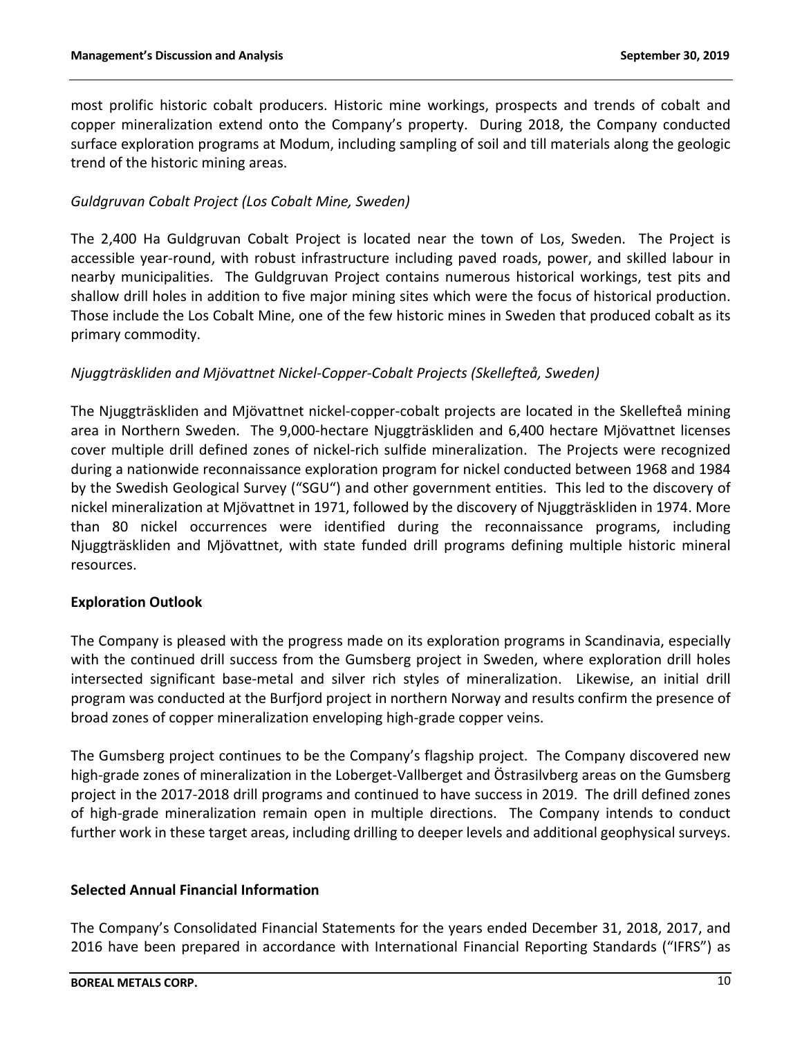most prolific historic cobalt producers. Historic mine workings, prospects and trends of cobalt and copper mineralization extend onto the Company's property. During 2018, the Company conducted surface exploration programs at Modum, including sampling of soil and till materials along the geologic trend of the historic mining areas.

*Guldgruvan Cobalt Project (Los Cobalt Mine, Sweden)*

The 2,400 Ha Guldgruvan Cobalt Project is located near the town of Los, Sweden. The Project is accessible year-round, with robust infrastructure including paved roads, power, and skilled labour in nearby municipalities. The Guldgruvan Project contains numerous historical workings, test pits and shallow drill holes in addition to five major mining sites which were the focus of historical production. Those include the Los Cobalt Mine, one of the few historic mines in Sweden that produced cobalt as its primary commodity.

*Njuggträskliden and Mjövattnet Nickel-Copper-Cobalt Projects (Skellefteå, Sweden)*

The Njuggträskliden and Mjövattnet nickel-copper-cobalt projects are located in the Skellefteå mining area in Northern Sweden. The 9,000-hectare Njuggträskliden and 6,400 hectare Mjövattnet licenses cover multiple drill defined zones of nickel-rich sulfide mineralization. The Projects were recognized during a nationwide reconnaissance exploration program for nickel conducted between 1968 and 1984 by the Swedish Geological Survey ("SGU") and other government entities. This led to the discovery of nickel mineralization at Mjövattnet in 1971, followed by the discovery of Njuggträskliden in 1974. More than 80 nickel occurrences were identified during the reconnaissance programs, including Njuggträskliden and Mjövattnet, with state funded drill programs defining multiple historic mineral resources.

**Exploration Outlook**

The Company is pleased with the progress made on its exploration programs in Scandinavia, especially with the continued drill success from the Gumsberg project in Sweden, where exploration drill holes intersected significant base-metal and silver rich styles of mineralization. Likewise, an initial drill program was conducted at the Burfjord project in northern Norway and results confirm the presence of broad zones of copper mineralization enveloping high-grade copper veins.

The Gumsberg project continues to be the Company's flagship project. The Company discovered new high-grade zones of mineralization in the Loberget-Vallberget and Östrasilvberg areas on the Gumsberg project in the 2017-2018 drill programs and continued to have success in 2019. The drill defined zones of high-grade mineralization remain open in multiple directions. The Company intends to conduct further work in these target areas, including drilling to deeper levels and additional geophysical surveys.

**Selected Annual Financial Information**

The Company's Consolidated Financial Statements for the years ended December 31, 2018, 2017, and 2016 have been prepared in accordance with International Financial Reporting Standards ("IFRS") as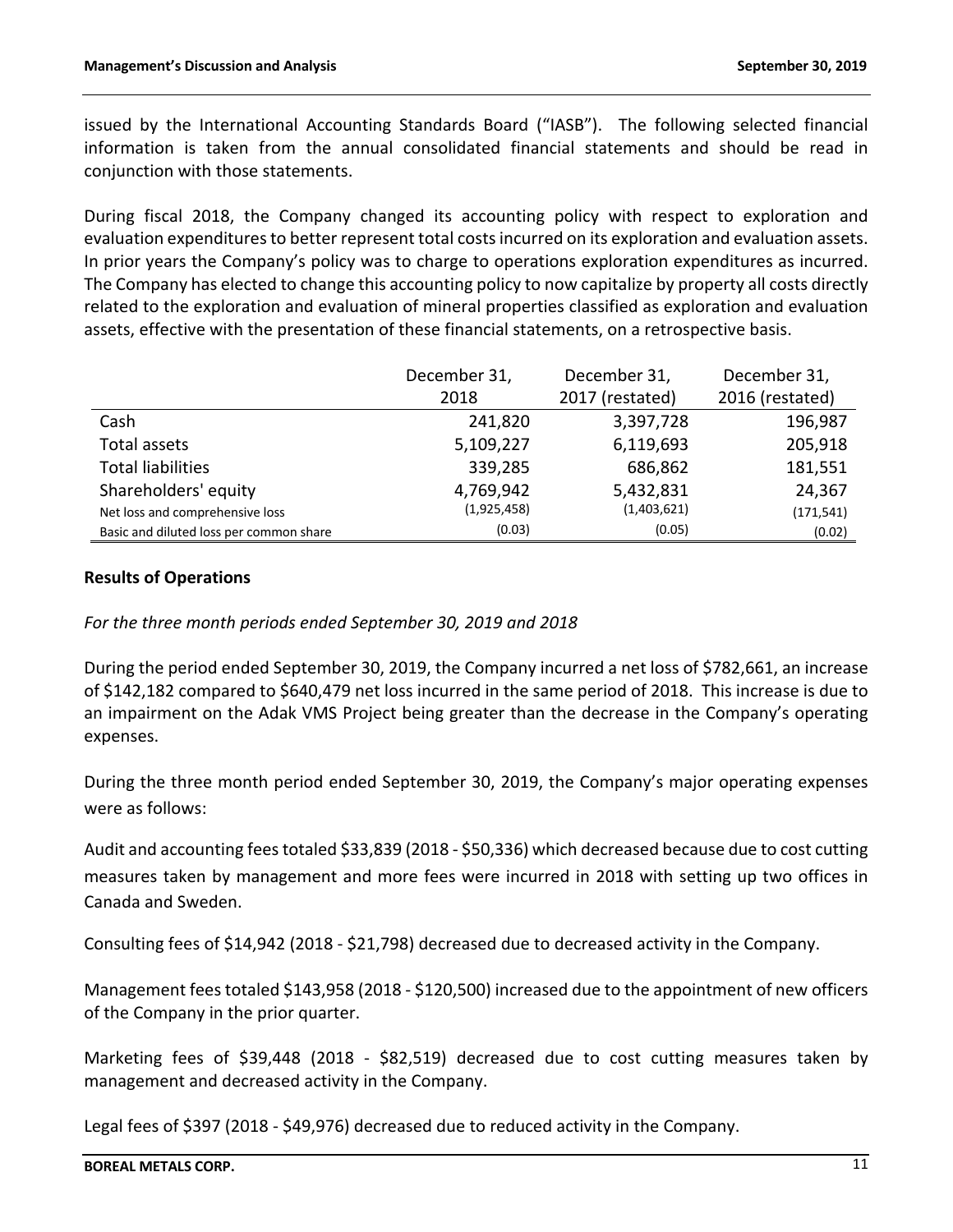issued by the International Accounting Standards Board ("IASB"). The following selected financial information is taken from the annual consolidated financial statements and should be read in conjunction with those statements.

During fiscal 2018, the Company changed its accounting policy with respect to exploration and evaluation expenditures to better represent total costs incurred on its exploration and evaluation assets. In prior years the Company's policy was to charge to operations exploration expenditures as incurred. The Company has elected to change this accounting policy to now capitalize by property all costs directly related to the exploration and evaluation of mineral properties classified as exploration and evaluation assets, effective with the presentation of these financial statements, on a retrospective basis.

| | December 31, 2018 | December 31, 2017 (restated) | December 31, 2016 (restated) |
|---|---|---|---|
| Cash | 241,820 | 3,397,728 | 196,987 |
| Total assets | 5,109,227 | 6,119,693 | 205,918 |
| Total liabilities | 339,285 | 686,862 | 181,551 |
| Shareholders' equity | 4,769,942 | 5,432,831 | 24,367 |
| Net loss and comprehensive loss | (1,925,458) | (1,403,621) | (171,541) |
| Basic and diluted loss per common share | (0.03) | (0.05) | (0.02) |

## Results of Operations

*For the three month periods ended September 30, 2019 and 2018*

During the period ended September 30, 2019, the Company incurred a net loss of $782,661, an increase of $142,182 compared to $640,479 net loss incurred in the same period of 2018. This increase is due to an impairment on the Adak VMS Project being greater than the decrease in the Company's operating expenses.

During the three month period ended September 30, 2019, the Company's major operating expenses were as follows:

Audit and accounting fees totaled $33,839 (2018 - $50,336) which decreased because due to cost cutting measures taken by management and more fees were incurred in 2018 with setting up two offices in Canada and Sweden.

Consulting fees of $14,942 (2018 - $21,798) decreased due to decreased activity in the Company.

Management fees totaled $143,958 (2018 - $120,500) increased due to the appointment of new officers of the Company in the prior quarter.

Marketing fees of $39,448 (2018 - $82,519) decreased due to cost cutting measures taken by management and decreased activity in the Company.

Legal fees of $397 (2018 - $49,976) decreased due to reduced activity in the Company.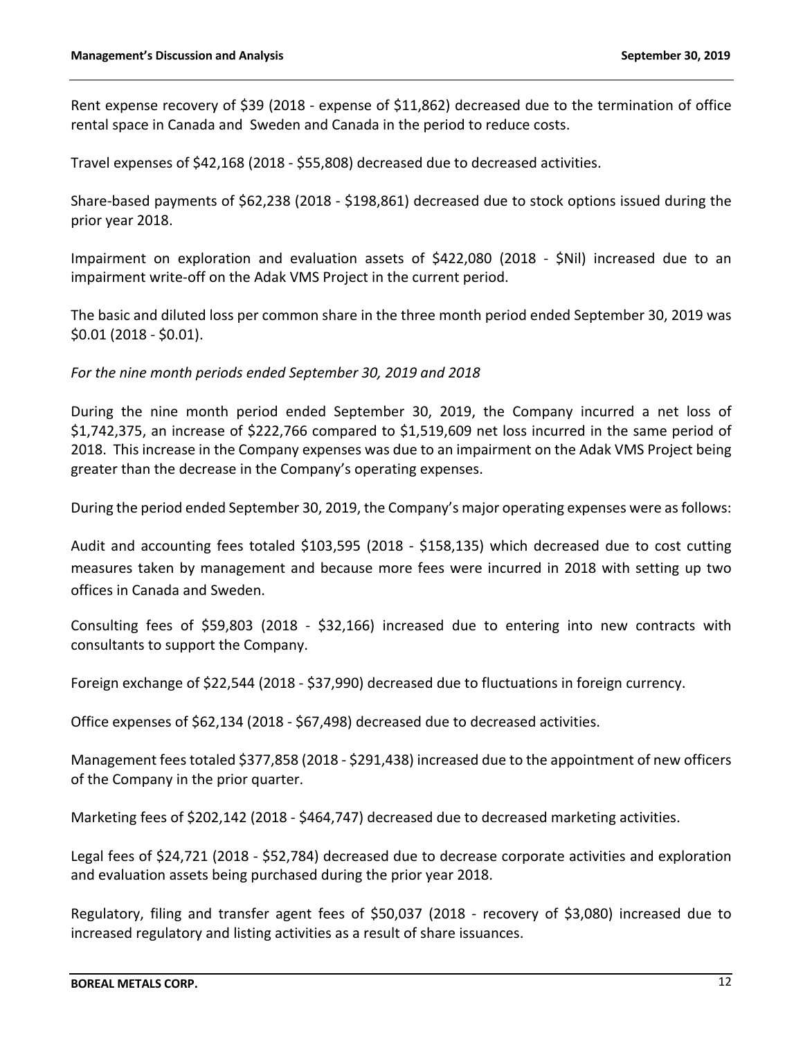Rent expense recovery of $39 (2018 - expense of $11,862) decreased due to the termination of office rental space in Canada and  Sweden and Canada in the period to reduce costs.

Travel expenses of $42,168 (2018 - $55,808) decreased due to decreased activities.

Share-based payments of $62,238 (2018 - $198,861) decreased due to stock options issued during the prior year 2018.

Impairment on exploration and evaluation assets of $422,080 (2018 - $Nil) increased due to an impairment write-off on the Adak VMS Project in the current period.

The basic and diluted loss per common share in the three month period ended September 30, 2019 was $0.01 (2018 - $0.01).

*For the nine month periods ended September 30, 2019 and 2018*

During the nine month period ended September 30, 2019, the Company incurred a net loss of $1,742,375, an increase of $222,766 compared to $1,519,609 net loss incurred in the same period of 2018.  This increase in the Company expenses was due to an impairment on the Adak VMS Project being greater than the decrease in the Company's operating expenses.

During the period ended September 30, 2019, the Company's major operating expenses were as follows:

Audit and accounting fees totaled $103,595 (2018 - $158,135) which decreased due to cost cutting measures taken by management and because more fees were incurred in 2018 with setting up two offices in Canada and Sweden.

Consulting fees of $59,803 (2018 - $32,166) increased due to entering into new contracts with consultants to support the Company.

Foreign exchange of $22,544 (2018 - $37,990) decreased due to fluctuations in foreign currency.

Office expenses of $62,134 (2018 - $67,498) decreased due to decreased activities.

Management fees totaled $377,858 (2018 - $291,438) increased due to the appointment of new officers of the Company in the prior quarter.

Marketing fees of $202,142 (2018 - $464,747) decreased due to decreased marketing activities.

Legal fees of $24,721 (2018 - $52,784) decreased due to decrease corporate activities and exploration and evaluation assets being purchased during the prior year 2018.

Regulatory, filing and transfer agent fees of $50,037 (2018 - recovery of $3,080) increased due to increased regulatory and listing activities as a result of share issuances.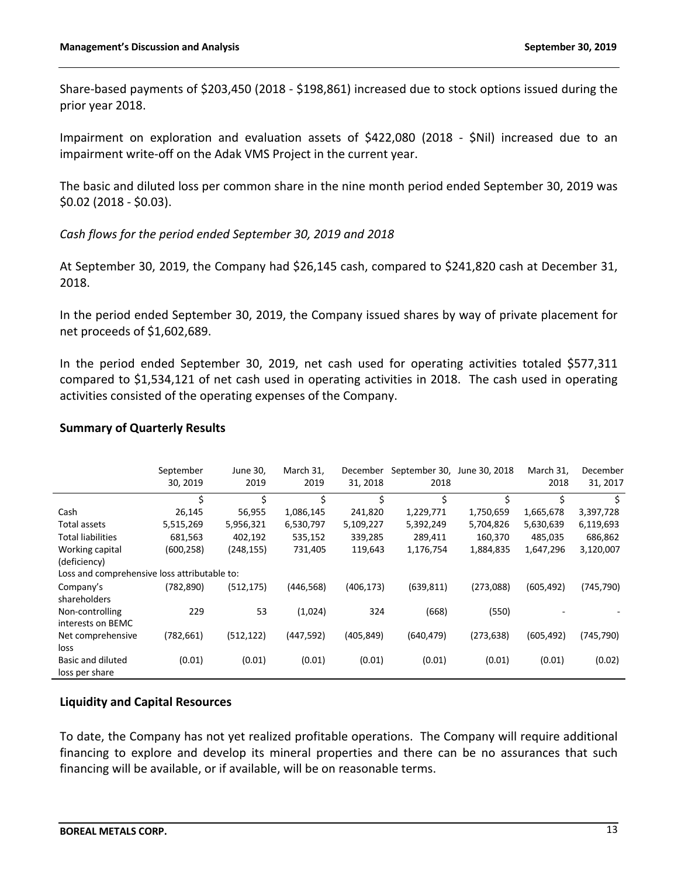Share-based payments of $203,450 (2018 - $198,861) increased due to stock options issued during the prior year 2018.

Impairment on exploration and evaluation assets of $422,080 (2018 - $Nil) increased due to an impairment write-off on the Adak VMS Project in the current year.

The basic and diluted loss per common share in the nine month period ended September 30, 2019 was $0.02 (2018 - $0.03).

*Cash flows for the period ended September 30, 2019 and 2018*

At September 30, 2019, the Company had $26,145 cash, compared to $241,820 cash at December 31, 2018.

In the period ended September 30, 2019, the Company issued shares by way of private placement for net proceeds of $1,602,689.

In the period ended September 30, 2019, net cash used for operating activities totaled $577,311 compared to $1,534,121 of net cash used in operating activities in 2018. The cash used in operating activities consisted of the operating expenses of the Company.

## Summary of Quarterly Results

| | September 30, 2019 | June 30, 2019 | March 31, 2019 | December 31, 2018 | September 30, 2018 | June 30, 2018 | March 31, 2018 | December 31, 2017 |
|---|---|---|---|---|---|---|---|---|
| | $ | $ | $ | $ | $ | $ | $ | $ |
| Cash | 26,145 | 56,955 | 1,086,145 | 241,820 | 1,229,771 | 1,750,659 | 1,665,678 | 3,397,728 |
| Total assets | 5,515,269 | 5,956,321 | 6,530,797 | 5,109,227 | 5,392,249 | 5,704,826 | 5,630,639 | 6,119,693 |
| Total liabilities | 681,563 | 402,192 | 535,152 | 339,285 | 289,411 | 160,370 | 485,035 | 686,862 |
| Working capital (deficiency) | (600,258) | (248,155) | 731,405 | 119,643 | 1,176,754 | 1,884,835 | 1,647,296 | 3,120,007 |
| Loss and comprehensive loss attributable to: | | | | | | | | |
| Company's shareholders | (782,890) | (512,175) | (446,568) | (406,173) | (639,811) | (273,088) | (605,492) | (745,790) |
| Non-controlling interests on BEMC | 229 | 53 | (1,024) | 324 | (668) | (550) | - | - |
| Net comprehensive loss | (782,661) | (512,122) | (447,592) | (405,849) | (640,479) | (273,638) | (605,492) | (745,790) |
| Basic and diluted loss per share | (0.01) | (0.01) | (0.01) | (0.01) | (0.01) | (0.01) | (0.01) | (0.02) |

## Liquidity and Capital Resources

To date, the Company has not yet realized profitable operations. The Company will require additional financing to explore and develop its mineral properties and there can be no assurances that such financing will be available, or if available, will be on reasonable terms.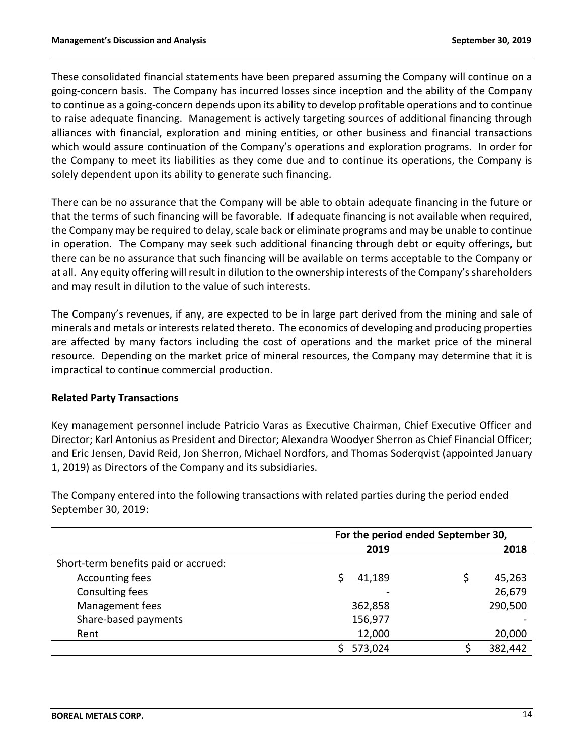These consolidated financial statements have been prepared assuming the Company will continue on a going-concern basis. The Company has incurred losses since inception and the ability of the Company to continue as a going-concern depends upon its ability to develop profitable operations and to continue to raise adequate financing. Management is actively targeting sources of additional financing through alliances with financial, exploration and mining entities, or other business and financial transactions which would assure continuation of the Company's operations and exploration programs. In order for the Company to meet its liabilities as they come due and to continue its operations, the Company is solely dependent upon its ability to generate such financing.

There can be no assurance that the Company will be able to obtain adequate financing in the future or that the terms of such financing will be favorable. If adequate financing is not available when required, the Company may be required to delay, scale back or eliminate programs and may be unable to continue in operation. The Company may seek such additional financing through debt or equity offerings, but there can be no assurance that such financing will be available on terms acceptable to the Company or at all. Any equity offering will result in dilution to the ownership interests of the Company's shareholders and may result in dilution to the value of such interests.

The Company's revenues, if any, are expected to be in large part derived from the mining and sale of minerals and metals or interests related thereto. The economics of developing and producing properties are affected by many factors including the cost of operations and the market price of the mineral resource. Depending on the market price of mineral resources, the Company may determine that it is impractical to continue commercial production.

## Related Party Transactions

Key management personnel include Patricio Varas as Executive Chairman, Chief Executive Officer and Director; Karl Antonius as President and Director; Alexandra Woodyer Sherron as Chief Financial Officer; and Eric Jensen, David Reid, Jon Sherron, Michael Nordfors, and Thomas Soderqvist (appointed January 1, 2019) as Directors of the Company and its subsidiaries.

The Company entered into the following transactions with related parties during the period ended September 30, 2019:

| | For the period ended September 30, | |
|---|---|---|
| | 2019 | 2018 |
| Short-term benefits paid or accrued: | | |
| Accounting fees | $ 41,189 | $ 45,263 |
| Consulting fees | - | 26,679 |
| Management fees | 362,858 | 290,500 |
| Share-based payments | 156,977 | - |
| Rent | 12,000 | 20,000 |
| | $ 573,024 | $ 382,442 |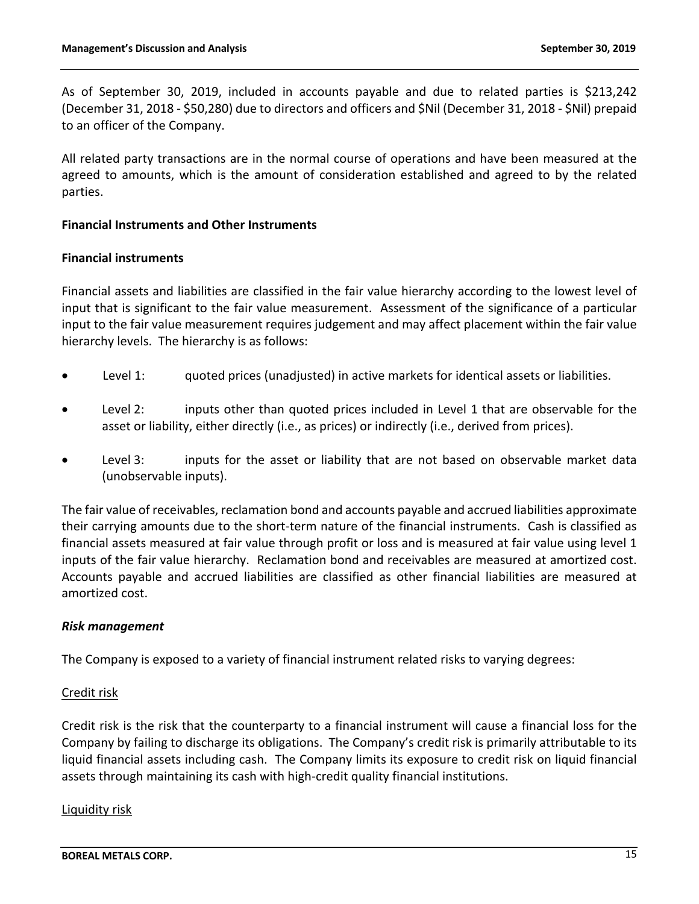As of September 30, 2019, included in accounts payable and due to related parties is $213,242 (December 31, 2018 - $50,280) due to directors and officers and $Nil (December 31, 2018 - $Nil) prepaid to an officer of the Company.

All related party transactions are in the normal course of operations and have been measured at the agreed to amounts, which is the amount of consideration established and agreed to by the related parties.

**Financial Instruments and Other Instruments**

**Financial instruments**

Financial assets and liabilities are classified in the fair value hierarchy according to the lowest level of input that is significant to the fair value measurement. Assessment of the significance of a particular input to the fair value measurement requires judgement and may affect placement within the fair value hierarchy levels. The hierarchy is as follows:

- Level 1: quoted prices (unadjusted) in active markets for identical assets or liabilities.
- Level 2: inputs other than quoted prices included in Level 1 that are observable for the asset or liability, either directly (i.e., as prices) or indirectly (i.e., derived from prices).
- Level 3: inputs for the asset or liability that are not based on observable market data (unobservable inputs).

The fair value of receivables, reclamation bond and accounts payable and accrued liabilities approximate their carrying amounts due to the short-term nature of the financial instruments. Cash is classified as financial assets measured at fair value through profit or loss and is measured at fair value using level 1 inputs of the fair value hierarchy. Reclamation bond and receivables are measured at amortized cost. Accounts payable and accrued liabilities are classified as other financial liabilities are measured at amortized cost.

***Risk management***

The Company is exposed to a variety of financial instrument related risks to varying degrees:

Credit risk

Credit risk is the risk that the counterparty to a financial instrument will cause a financial loss for the Company by failing to discharge its obligations. The Company's credit risk is primarily attributable to its liquid financial assets including cash. The Company limits its exposure to credit risk on liquid financial assets through maintaining its cash with high-credit quality financial institutions.

Liquidity risk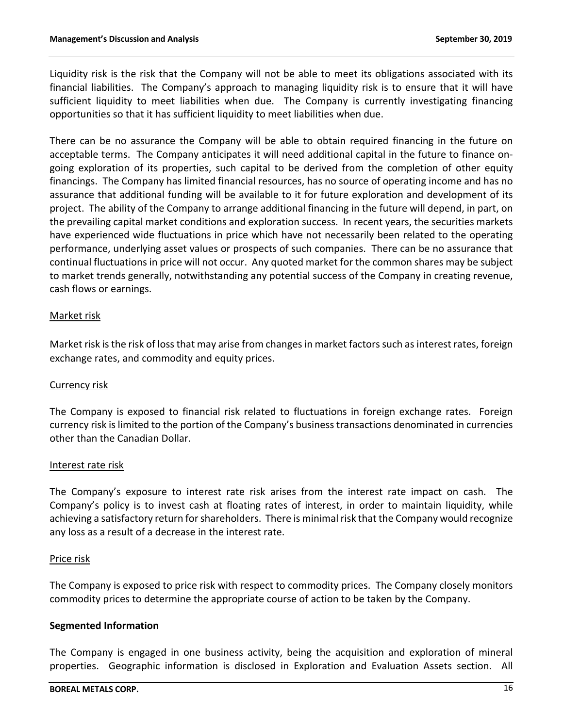Liquidity risk is the risk that the Company will not be able to meet its obligations associated with its financial liabilities. The Company's approach to managing liquidity risk is to ensure that it will have sufficient liquidity to meet liabilities when due. The Company is currently investigating financing opportunities so that it has sufficient liquidity to meet liabilities when due.

There can be no assurance the Company will be able to obtain required financing in the future on acceptable terms. The Company anticipates it will need additional capital in the future to finance on-going exploration of its properties, such capital to be derived from the completion of other equity financings. The Company has limited financial resources, has no source of operating income and has no assurance that additional funding will be available to it for future exploration and development of its project. The ability of the Company to arrange additional financing in the future will depend, in part, on the prevailing capital market conditions and exploration success. In recent years, the securities markets have experienced wide fluctuations in price which have not necessarily been related to the operating performance, underlying asset values or prospects of such companies. There can be no assurance that continual fluctuations in price will not occur. Any quoted market for the common shares may be subject to market trends generally, notwithstanding any potential success of the Company in creating revenue, cash flows or earnings.

Market risk

Market risk is the risk of loss that may arise from changes in market factors such as interest rates, foreign exchange rates, and commodity and equity prices.

Currency risk

The Company is exposed to financial risk related to fluctuations in foreign exchange rates. Foreign currency risk is limited to the portion of the Company's business transactions denominated in currencies other than the Canadian Dollar.

Interest rate risk

The Company's exposure to interest rate risk arises from the interest rate impact on cash. The Company's policy is to invest cash at floating rates of interest, in order to maintain liquidity, while achieving a satisfactory return for shareholders. There is minimal risk that the Company would recognize any loss as a result of a decrease in the interest rate.

Price risk

The Company is exposed to price risk with respect to commodity prices. The Company closely monitors commodity prices to determine the appropriate course of action to be taken by the Company.

**Segmented Information**

The Company is engaged in one business activity, being the acquisition and exploration of mineral properties. Geographic information is disclosed in Exploration and Evaluation Assets section. All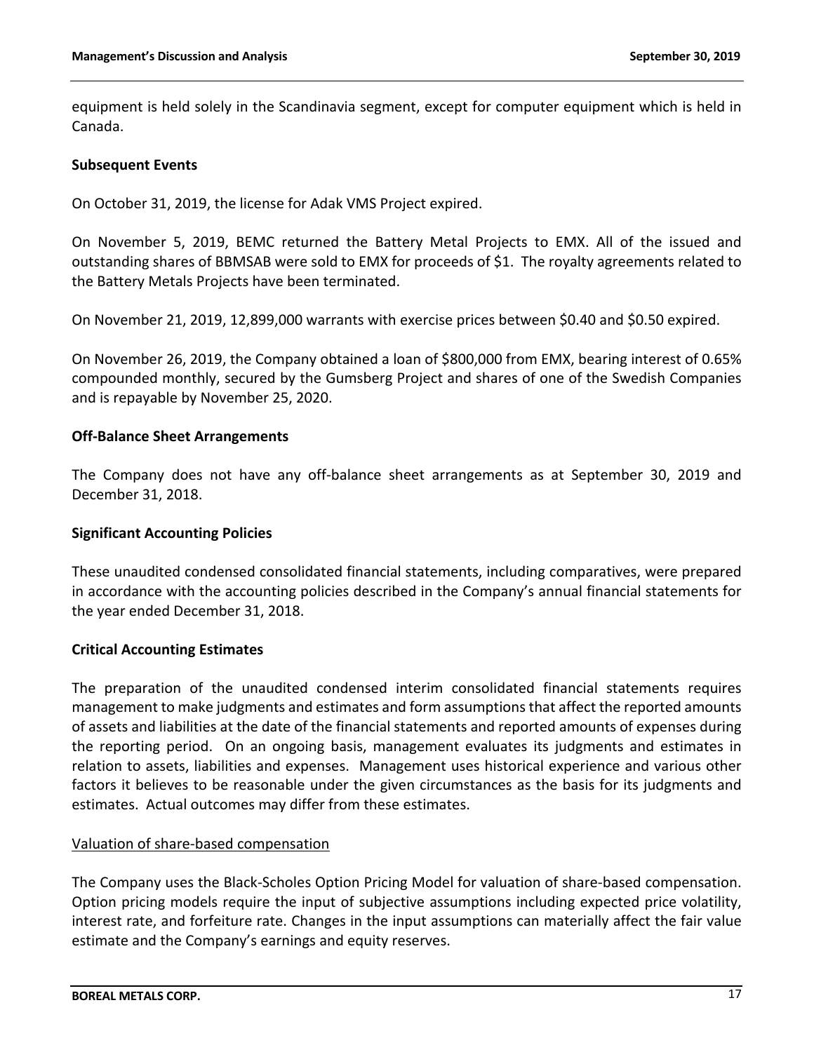equipment is held solely in the Scandinavia segment, except for computer equipment which is held in Canada.

## Subsequent Events

On October 31, 2019, the license for Adak VMS Project expired.

On November 5, 2019, BEMC returned the Battery Metal Projects to EMX. All of the issued and outstanding shares of BBMSAB were sold to EMX for proceeds of $1. The royalty agreements related to the Battery Metals Projects have been terminated.

On November 21, 2019, 12,899,000 warrants with exercise prices between $0.40 and $0.50 expired.

On November 26, 2019, the Company obtained a loan of $800,000 from EMX, bearing interest of 0.65% compounded monthly, secured by the Gumsberg Project and shares of one of the Swedish Companies and is repayable by November 25, 2020.

## Off-Balance Sheet Arrangements

The Company does not have any off-balance sheet arrangements as at September 30, 2019 and December 31, 2018.

## Significant Accounting Policies

These unaudited condensed consolidated financial statements, including comparatives, were prepared in accordance with the accounting policies described in the Company's annual financial statements for the year ended December 31, 2018.

## Critical Accounting Estimates

The preparation of the unaudited condensed interim consolidated financial statements requires management to make judgments and estimates and form assumptions that affect the reported amounts of assets and liabilities at the date of the financial statements and reported amounts of expenses during the reporting period. On an ongoing basis, management evaluates its judgments and estimates in relation to assets, liabilities and expenses. Management uses historical experience and various other factors it believes to be reasonable under the given circumstances as the basis for its judgments and estimates. Actual outcomes may differ from these estimates.

### Valuation of share-based compensation

The Company uses the Black-Scholes Option Pricing Model for valuation of share-based compensation. Option pricing models require the input of subjective assumptions including expected price volatility, interest rate, and forfeiture rate. Changes in the input assumptions can materially affect the fair value estimate and the Company's earnings and equity reserves.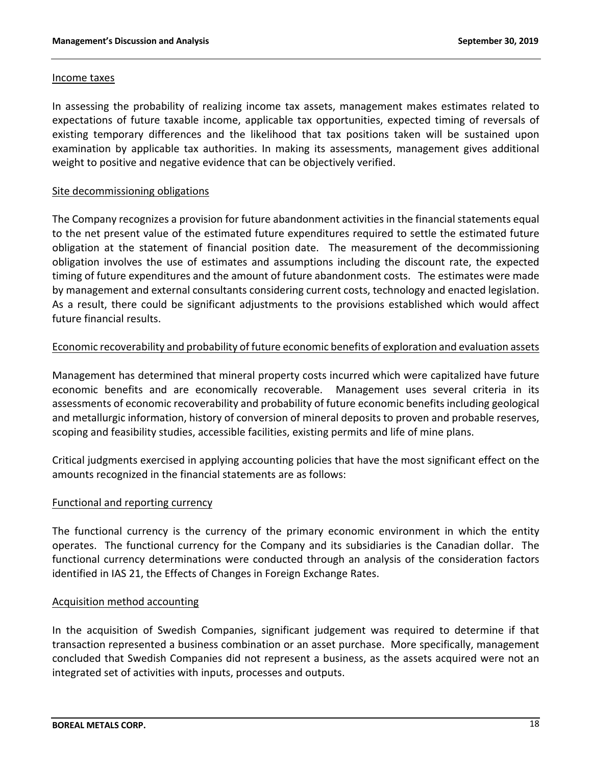Income taxes

In assessing the probability of realizing income tax assets, management makes estimates related to expectations of future taxable income, applicable tax opportunities, expected timing of reversals of existing temporary differences and the likelihood that tax positions taken will be sustained upon examination by applicable tax authorities. In making its assessments, management gives additional weight to positive and negative evidence that can be objectively verified.

Site decommissioning obligations

The Company recognizes a provision for future abandonment activities in the financial statements equal to the net present value of the estimated future expenditures required to settle the estimated future obligation at the statement of financial position date. The measurement of the decommissioning obligation involves the use of estimates and assumptions including the discount rate, the expected timing of future expenditures and the amount of future abandonment costs. The estimates were made by management and external consultants considering current costs, technology and enacted legislation. As a result, there could be significant adjustments to the provisions established which would affect future financial results.

Economic recoverability and probability of future economic benefits of exploration and evaluation assets

Management has determined that mineral property costs incurred which were capitalized have future economic benefits and are economically recoverable. Management uses several criteria in its assessments of economic recoverability and probability of future economic benefits including geological and metallurgic information, history of conversion of mineral deposits to proven and probable reserves, scoping and feasibility studies, accessible facilities, existing permits and life of mine plans.

Critical judgments exercised in applying accounting policies that have the most significant effect on the amounts recognized in the financial statements are as follows:

Functional and reporting currency

The functional currency is the currency of the primary economic environment in which the entity operates. The functional currency for the Company and its subsidiaries is the Canadian dollar. The functional currency determinations were conducted through an analysis of the consideration factors identified in IAS 21, the Effects of Changes in Foreign Exchange Rates.

Acquisition method accounting

In the acquisition of Swedish Companies, significant judgement was required to determine if that transaction represented a business combination or an asset purchase. More specifically, management concluded that Swedish Companies did not represent a business, as the assets acquired were not an integrated set of activities with inputs, processes and outputs.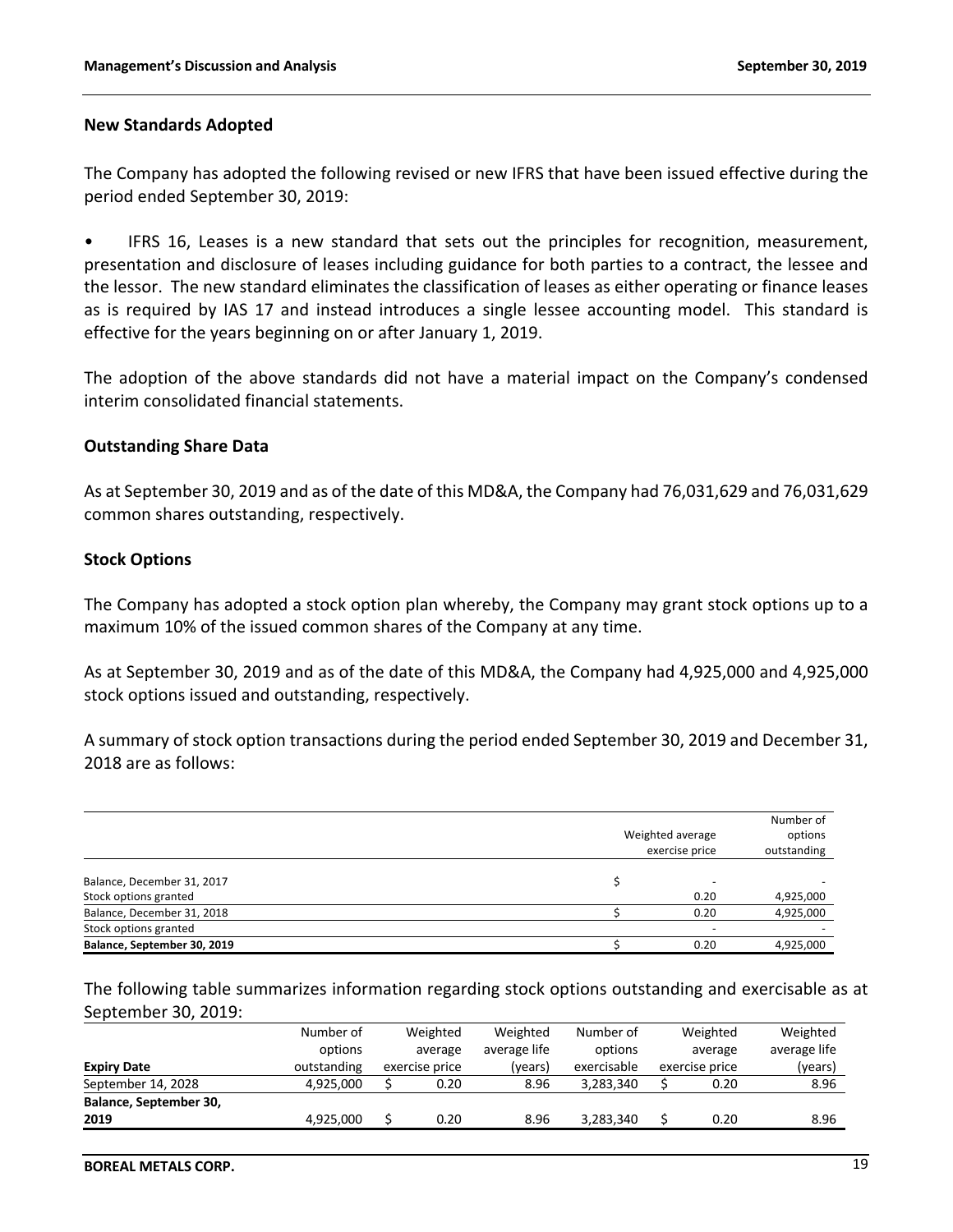## New Standards Adopted

The Company has adopted the following revised or new IFRS that have been issued effective during the period ended September 30, 2019:

- IFRS 16, Leases is a new standard that sets out the principles for recognition, measurement, presentation and disclosure of leases including guidance for both parties to a contract, the lessee and the lessor. The new standard eliminates the classification of leases as either operating or finance leases as is required by IAS 17 and instead introduces a single lessee accounting model. This standard is effective for the years beginning on or after January 1, 2019.

The adoption of the above standards did not have a material impact on the Company's condensed interim consolidated financial statements.

## Outstanding Share Data

As at September 30, 2019 and as of the date of this MD&A, the Company had 76,031,629 and 76,031,629 common shares outstanding, respectively.

## Stock Options

The Company has adopted a stock option plan whereby, the Company may grant stock options up to a maximum 10% of the issued common shares of the Company at any time.

As at September 30, 2019 and as of the date of this MD&A, the Company had 4,925,000 and 4,925,000 stock options issued and outstanding, respectively.

A summary of stock option transactions during the period ended September 30, 2019 and December 31, 2018 are as follows:

| | Weighted average exercise price | Number of options outstanding |
|---|---|---|
| Balance, December 31, 2017 | $ - | - |
| Stock options granted | 0.20 | 4,925,000 |
| Balance, December 31, 2018 | $ 0.20 | 4,925,000 |
| Stock options granted | - | - |
| **Balance, September 30, 2019** | $ 0.20 | 4,925,000 |

The following table summarizes information regarding stock options outstanding and exercisable as at September 30, 2019:

| Expiry Date | Number of options outstanding | Weighted average exercise price | Weighted average life (years) | Number of options exercisable | Weighted average exercise price | Weighted average life (years) |
|---|---|---|---|---|---|---|
| September 14, 2028 | 4,925,000 | $ 0.20 | 8.96 | 3,283,340 | $ 0.20 | 8.96 |
| **Balance, September 30, 2019** | 4,925,000 | $ 0.20 | 8.96 | 3,283,340 | $ 0.20 | 8.96 |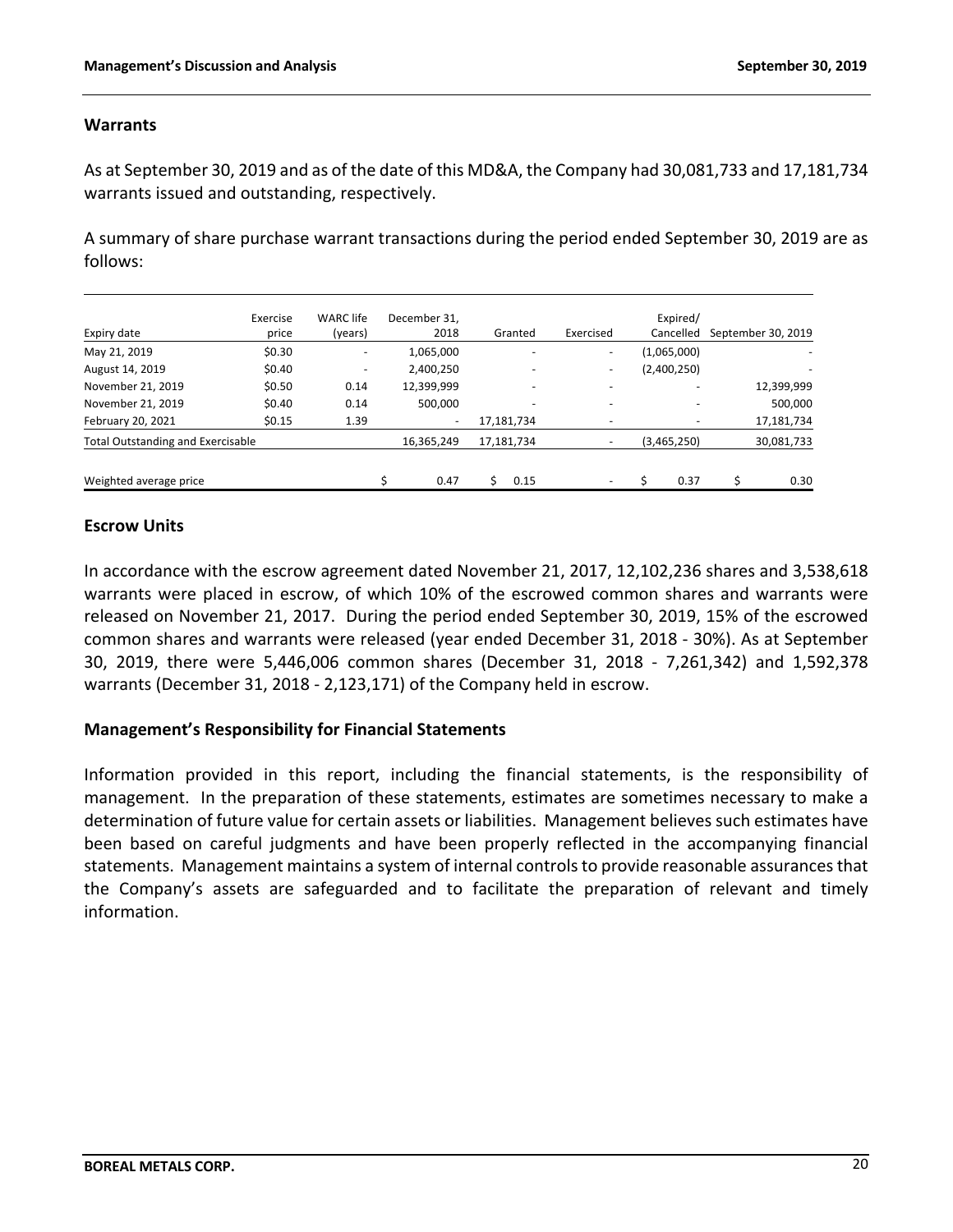## Warrants

As at September 30, 2019 and as of the date of this MD&A, the Company had 30,081,733 and 17,181,734 warrants issued and outstanding, respectively.

A summary of share purchase warrant transactions during the period ended September 30, 2019 are as follows:

| Expiry date | Exercise price | WARC life (years) | December 31, 2018 | Granted | Exercised | Expired/ Cancelled | September 30, 2019 |
|---|---|---|---|---|---|---|---|
| May 21, 2019 | $0.30 | - | 1,065,000 | - | - | (1,065,000) | - |
| August 14, 2019 | $0.40 | - | 2,400,250 | - | - | (2,400,250) | - |
| November 21, 2019 | $0.50 | 0.14 | 12,399,999 | - | - | - | 12,399,999 |
| November 21, 2019 | $0.40 | 0.14 | 500,000 | - | - | - | 500,000 |
| February 20, 2021 | $0.15 | 1.39 | - | 17,181,734 | - | - | 17,181,734 |
| Total Outstanding and Exercisable | | | 16,365,249 | 17,181,734 | - | (3,465,250) | 30,081,733 |
| Weighted average price | | | $ 0.47 | $ 0.15 | - | $ 0.37 | $ 0.30 |

## Escrow Units

In accordance with the escrow agreement dated November 21, 2017, 12,102,236 shares and 3,538,618 warrants were placed in escrow, of which 10% of the escrowed common shares and warrants were released on November 21, 2017. During the period ended September 30, 2019, 15% of the escrowed common shares and warrants were released (year ended December 31, 2018 - 30%). As at September 30, 2019, there were 5,446,006 common shares (December 31, 2018 - 7,261,342) and 1,592,378 warrants (December 31, 2018 - 2,123,171) of the Company held in escrow.

## Management's Responsibility for Financial Statements

Information provided in this report, including the financial statements, is the responsibility of management. In the preparation of these statements, estimates are sometimes necessary to make a determination of future value for certain assets or liabilities. Management believes such estimates have been based on careful judgments and have been properly reflected in the accompanying financial statements. Management maintains a system of internal controls to provide reasonable assurances that the Company's assets are safeguarded and to facilitate the preparation of relevant and timely information.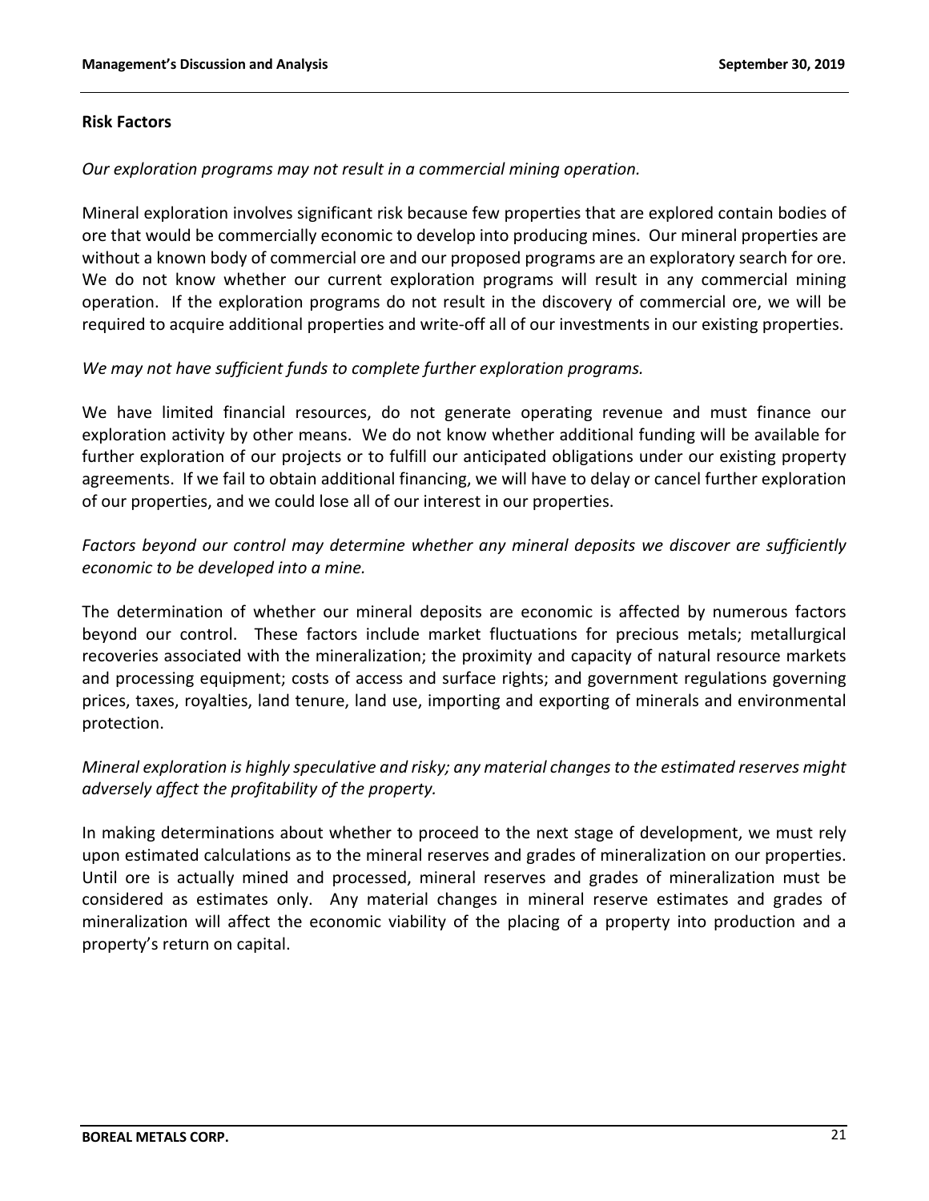## Risk Factors

*Our exploration programs may not result in a commercial mining operation.*

Mineral exploration involves significant risk because few properties that are explored contain bodies of ore that would be commercially economic to develop into producing mines. Our mineral properties are without a known body of commercial ore and our proposed programs are an exploratory search for ore. We do not know whether our current exploration programs will result in any commercial mining operation. If the exploration programs do not result in the discovery of commercial ore, we will be required to acquire additional properties and write-off all of our investments in our existing properties.

*We may not have sufficient funds to complete further exploration programs.*

We have limited financial resources, do not generate operating revenue and must finance our exploration activity by other means. We do not know whether additional funding will be available for further exploration of our projects or to fulfill our anticipated obligations under our existing property agreements. If we fail to obtain additional financing, we will have to delay or cancel further exploration of our properties, and we could lose all of our interest in our properties.

*Factors beyond our control may determine whether any mineral deposits we discover are sufficiently economic to be developed into a mine.*

The determination of whether our mineral deposits are economic is affected by numerous factors beyond our control. These factors include market fluctuations for precious metals; metallurgical recoveries associated with the mineralization; the proximity and capacity of natural resource markets and processing equipment; costs of access and surface rights; and government regulations governing prices, taxes, royalties, land tenure, land use, importing and exporting of minerals and environmental protection.

*Mineral exploration is highly speculative and risky; any material changes to the estimated reserves might adversely affect the profitability of the property.*

In making determinations about whether to proceed to the next stage of development, we must rely upon estimated calculations as to the mineral reserves and grades of mineralization on our properties. Until ore is actually mined and processed, mineral reserves and grades of mineralization must be considered as estimates only. Any material changes in mineral reserve estimates and grades of mineralization will affect the economic viability of the placing of a property into production and a property's return on capital.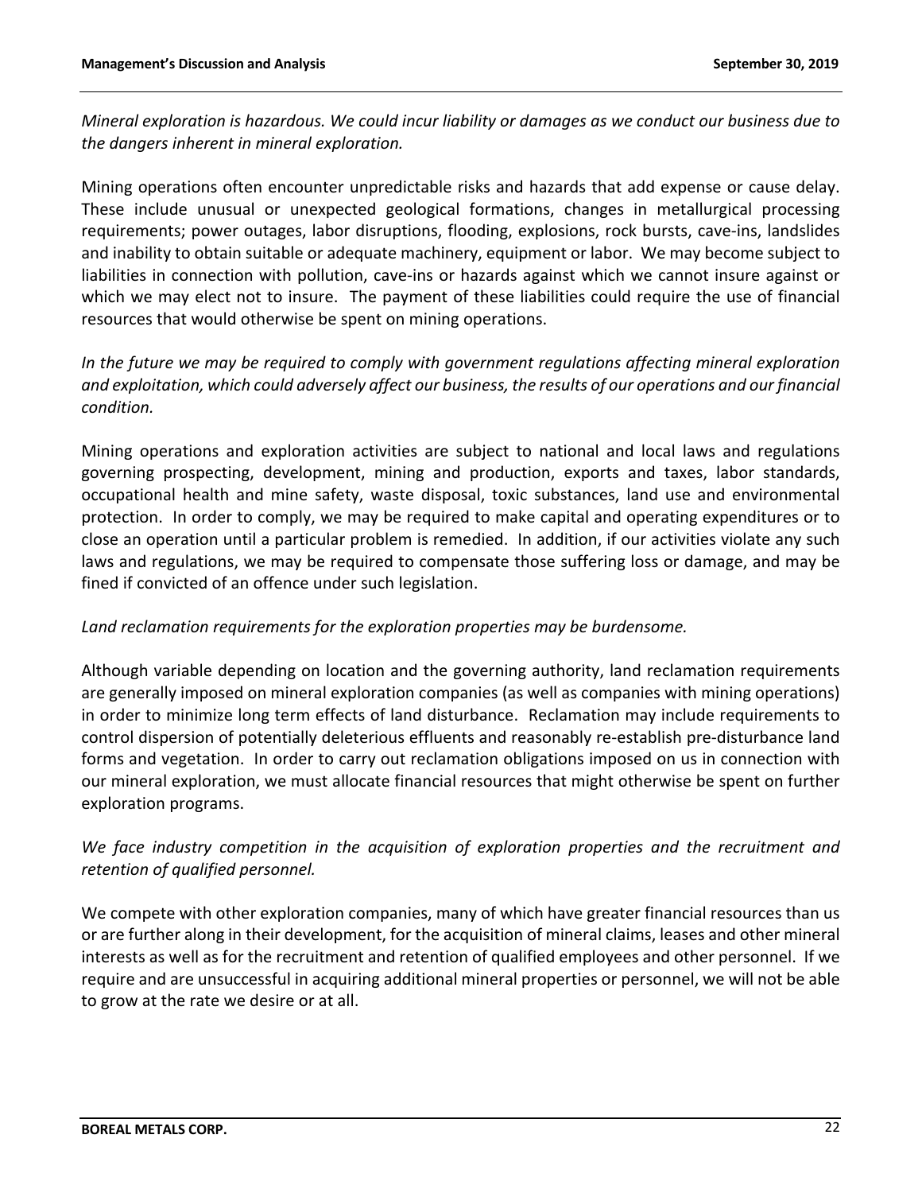*Mineral exploration is hazardous. We could incur liability or damages as we conduct our business due to the dangers inherent in mineral exploration.*

Mining operations often encounter unpredictable risks and hazards that add expense or cause delay. These include unusual or unexpected geological formations, changes in metallurgical processing requirements; power outages, labor disruptions, flooding, explosions, rock bursts, cave-ins, landslides and inability to obtain suitable or adequate machinery, equipment or labor. We may become subject to liabilities in connection with pollution, cave-ins or hazards against which we cannot insure against or which we may elect not to insure. The payment of these liabilities could require the use of financial resources that would otherwise be spent on mining operations.

*In the future we may be required to comply with government regulations affecting mineral exploration and exploitation, which could adversely affect our business, the results of our operations and our financial condition.*

Mining operations and exploration activities are subject to national and local laws and regulations governing prospecting, development, mining and production, exports and taxes, labor standards, occupational health and mine safety, waste disposal, toxic substances, land use and environmental protection. In order to comply, we may be required to make capital and operating expenditures or to close an operation until a particular problem is remedied. In addition, if our activities violate any such laws and regulations, we may be required to compensate those suffering loss or damage, and may be fined if convicted of an offence under such legislation.

*Land reclamation requirements for the exploration properties may be burdensome.*

Although variable depending on location and the governing authority, land reclamation requirements are generally imposed on mineral exploration companies (as well as companies with mining operations) in order to minimize long term effects of land disturbance. Reclamation may include requirements to control dispersion of potentially deleterious effluents and reasonably re-establish pre-disturbance land forms and vegetation. In order to carry out reclamation obligations imposed on us in connection with our mineral exploration, we must allocate financial resources that might otherwise be spent on further exploration programs.

*We face industry competition in the acquisition of exploration properties and the recruitment and retention of qualified personnel.*

We compete with other exploration companies, many of which have greater financial resources than us or are further along in their development, for the acquisition of mineral claims, leases and other mineral interests as well as for the recruitment and retention of qualified employees and other personnel. If we require and are unsuccessful in acquiring additional mineral properties or personnel, we will not be able to grow at the rate we desire or at all.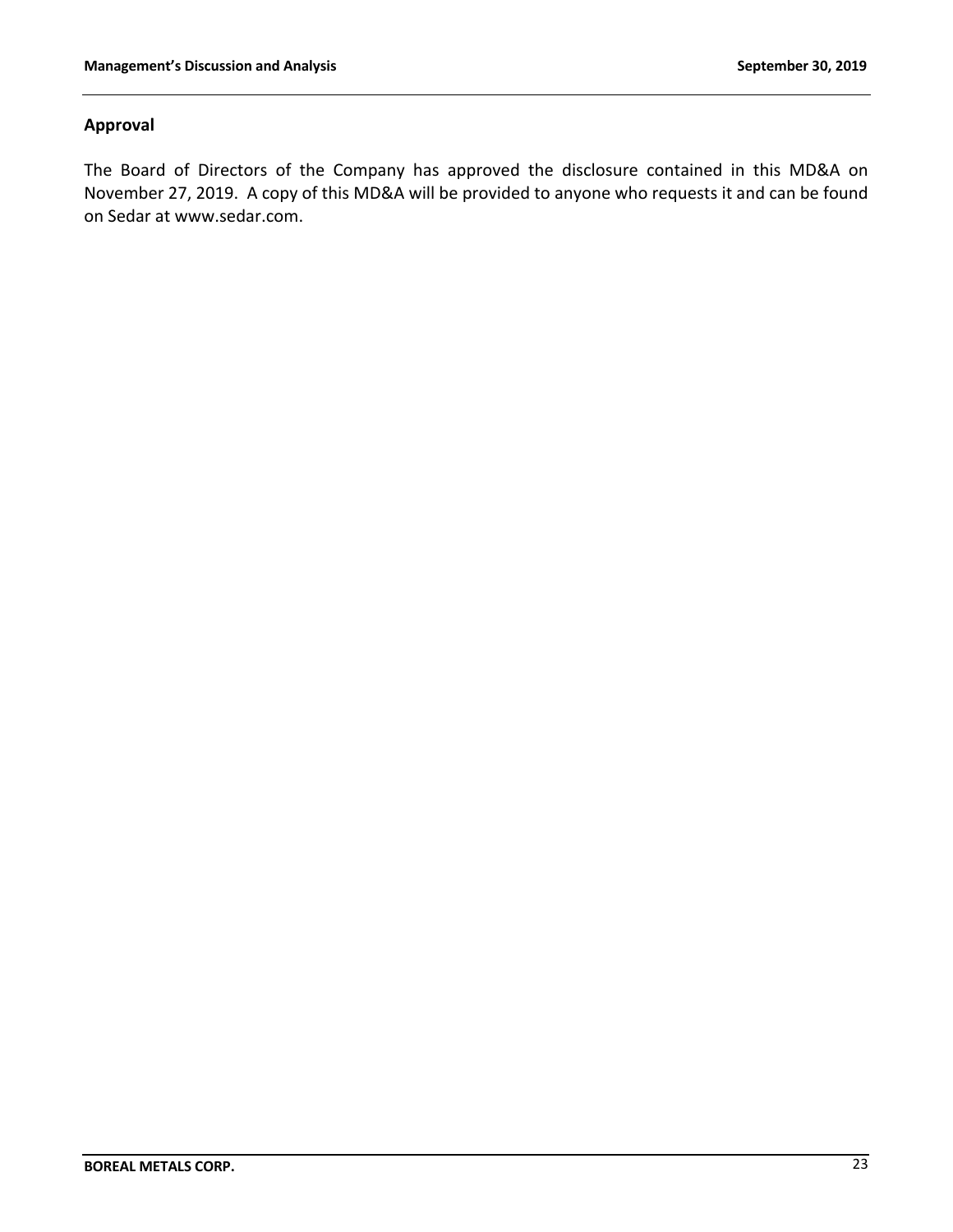## Approval

The Board of Directors of the Company has approved the disclosure contained in this MD&A on November 27, 2019. A copy of this MD&A will be provided to anyone who requests it and can be found on Sedar at www.sedar.com.